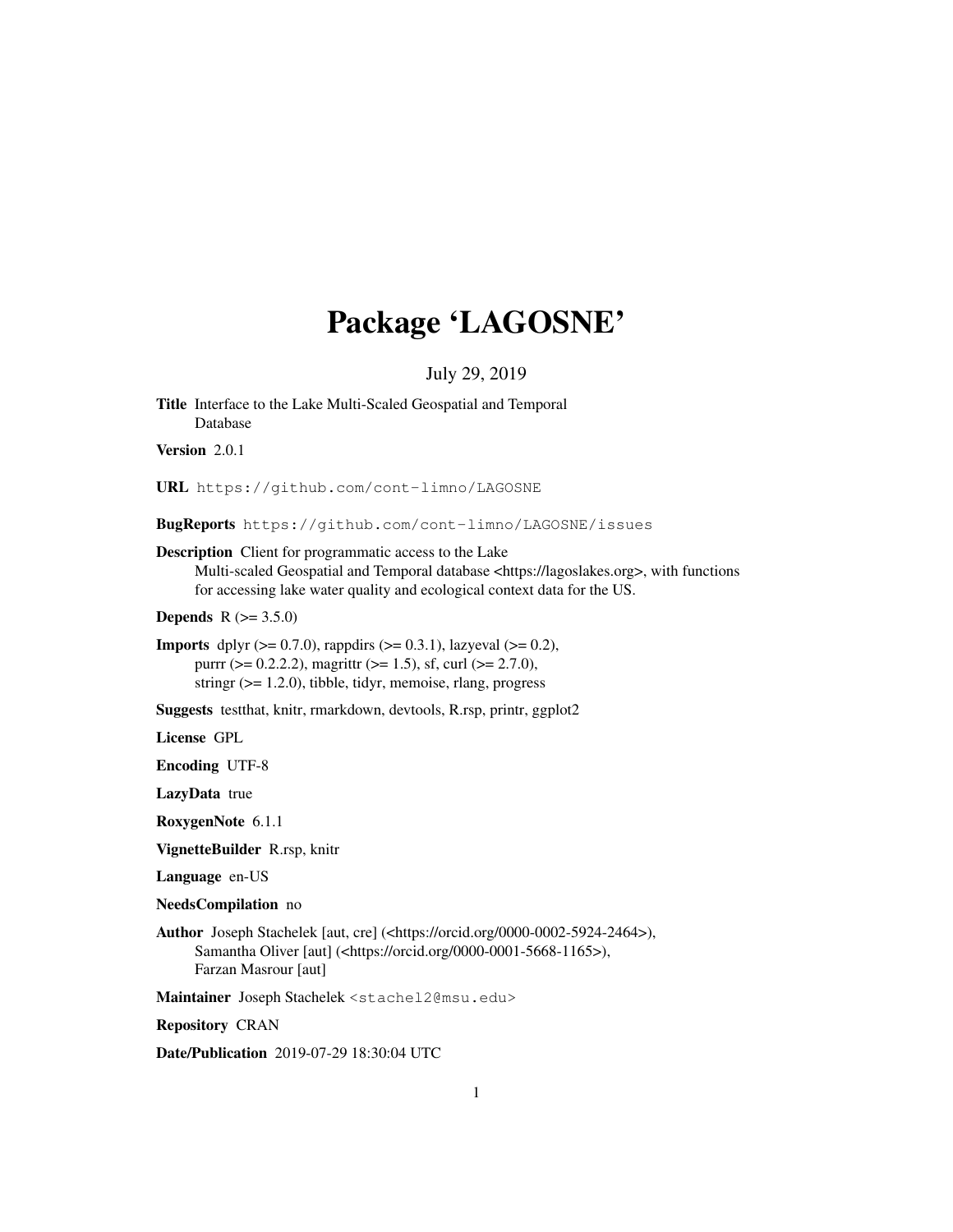# Package 'LAGOSNE'

July 29, 2019

**Title** Interface to the Lake Multi-Scaled Geospatial and Temporal Database

**Version** 2.0.1

**URL** https://github.com/cont-limno/LAGOSNE

**BugReports** https://github.com/cont-limno/LAGOSNE/issues

**Description** Client for programmatic access to the Lake Multi-scaled Geospatial and Temporal database <https://lagoslakes.org>, with functions for accessing lake water quality and ecological context data for the US.

**Depends** R (>= 3.5.0)

**Imports** dplyr (>= 0.7.0), rappdirs (>= 0.3.1), lazyeval (>= 0.2), purrr (>= 0.2.2.2), magrittr (>= 1.5), sf, curl (>= 2.7.0), stringr (>= 1.2.0), tibble, tidyr, memoise, rlang, progress

**Suggests** testthat, knitr, rmarkdown, devtools, R.rsp, printr, ggplot2

**License** GPL

**Encoding** UTF-8

**LazyData** true

**RoxygenNote** 6.1.1

**VignetteBuilder** R.rsp, knitr

**Language** en-US

**NeedsCompilation** no

**Author** Joseph Stachelek [aut, cre] (<https://orcid.org/0000-0002-5924-2464>), Samantha Oliver [aut] (<https://orcid.org/0000-0001-5668-1165>), Farzan Masrour [aut]

**Maintainer** Joseph Stachelek <stachel2@msu.edu>

**Repository** CRAN

**Date/Publication** 2019-07-29 18:30:04 UTC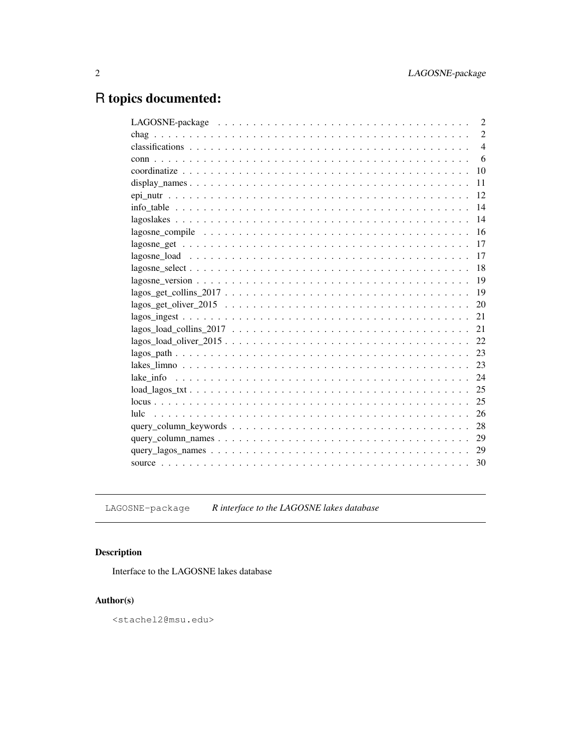# R topics documented:

| | |
|---|---|
| LAGOSNE-package | 2 |
| chag | 2 |
| classifications | 4 |
| conn | 6 |
| coordinatize | 10 |
| display_names | 11 |
| epi_nutr | 12 |
| info_table | 14 |
| lagoslakes | 14 |
| lagosne_compile | 16 |
| lagosne_get | 17 |
| lagosne_load | 17 |
| lagosne_select | 18 |
| lagosne_version | 19 |
| lagos_get_collins_2017 | 19 |
| lagos_get_oliver_2015 | 20 |
| lagos_ingest | 21 |
| lagos_load_collins_2017 | 21 |
| lagos_load_oliver_2015 | 22 |
| lagos_path | 23 |
| lakes_limno | 23 |
| lake_info | 24 |
| load_lagos_txt | 25 |
| locus | 25 |
| lulc | 26 |
| query_column_keywords | 28 |
| query_column_names | 29 |
| query_lagos_names | 29 |
| source | 30 |

---

`LAGOSNE-package` *R interface to the LAGOSNE lakes database*

---

### Description

Interface to the LAGOSNE lakes database

### Author(s)

`<stachel2@msu.edu>`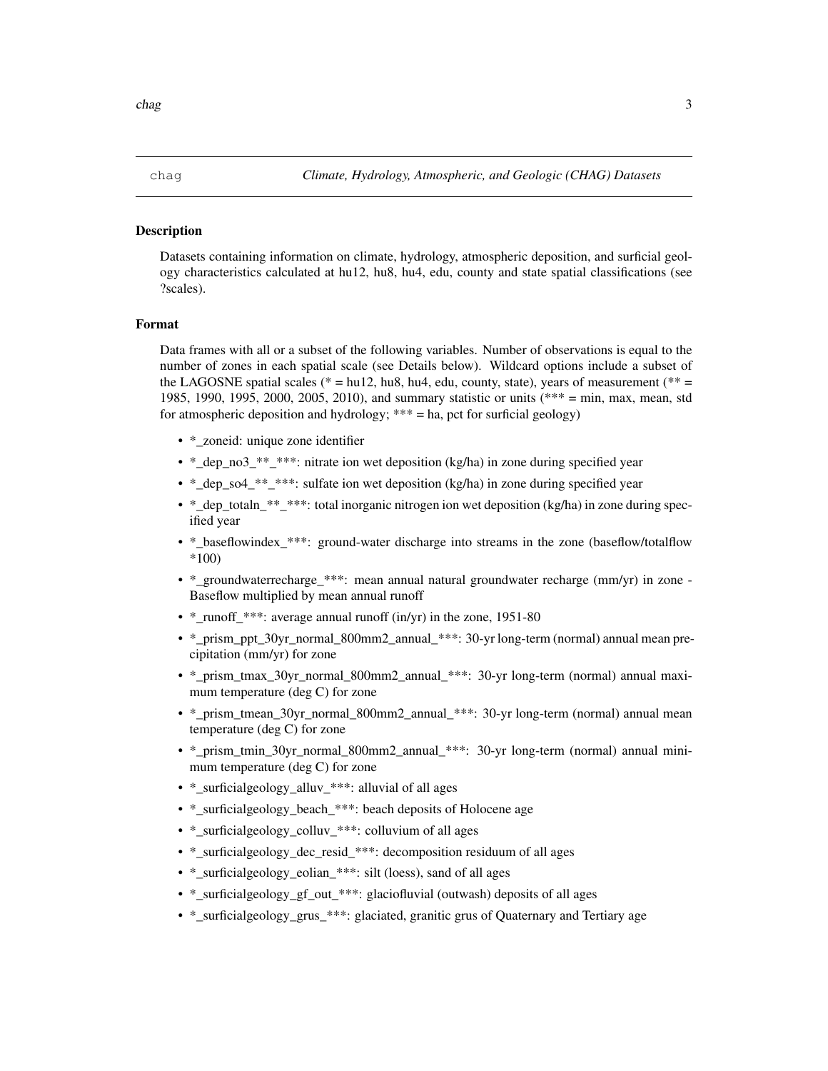chag    *Climate, Hydrology, Atmospheric, and Geologic (CHAG) Datasets*

### Description

Datasets containing information on climate, hydrology, atmospheric deposition, and surficial geology characteristics calculated at hu12, hu8, hu4, edu, county and state spatial classifications (see ?scales).

### Format

Data frames with all or a subset of the following variables. Number of observations is equal to the number of zones in each spatial scale (see Details below). Wildcard options include a subset of the LAGOSNE spatial scales (* = hu12, hu8, hu4, edu, county, state), years of measurement (** = 1985, 1990, 1995, 2000, 2005, 2010), and summary statistic or units (*** = min, max, mean, std for atmospheric deposition and hydrology; *** = ha, pct for surficial geology)

- *_zoneid: unique zone identifier
- *_dep_no3_**_***: nitrate ion wet deposition (kg/ha) in zone during specified year
- *_dep_so4_**_***: sulfate ion wet deposition (kg/ha) in zone during specified year
- *_dep_totaln_**_***: total inorganic nitrogen ion wet deposition (kg/ha) in zone during specified year
- *_baseflowindex_***: ground-water discharge into streams in the zone (baseflow/totalflow *100)
- *_groundwaterrecharge_***: mean annual natural groundwater recharge (mm/yr) in zone - Baseflow multiplied by mean annual runoff
- *_runoff_***: average annual runoff (in/yr) in the zone, 1951-80
- *_prism_ppt_30yr_normal_800mm2_annual_***: 30-yr long-term (normal) annual mean precipitation (mm/yr) for zone
- *_prism_tmax_30yr_normal_800mm2_annual_***: 30-yr long-term (normal) annual maximum temperature (deg C) for zone
- *_prism_tmean_30yr_normal_800mm2_annual_***: 30-yr long-term (normal) annual mean temperature (deg C) for zone
- *_prism_tmin_30yr_normal_800mm2_annual_***: 30-yr long-term (normal) annual minimum temperature (deg C) for zone
- *_surficialgeology_alluv_***: alluvial of all ages
- *_surficialgeology_beach_***: beach deposits of Holocene age
- *_surficialgeology_colluv_***: colluvium of all ages
- *_surficialgeology_dec_resid_***: decomposition residuum of all ages
- *_surficialgeology_eolian_***: silt (loess), sand of all ages
- *_surficialgeology_gf_out_***: glaciofluvial (outwash) deposits of all ages
- *_surficialgeology_grus_***: glaciated, granitic grus of Quaternary and Tertiary age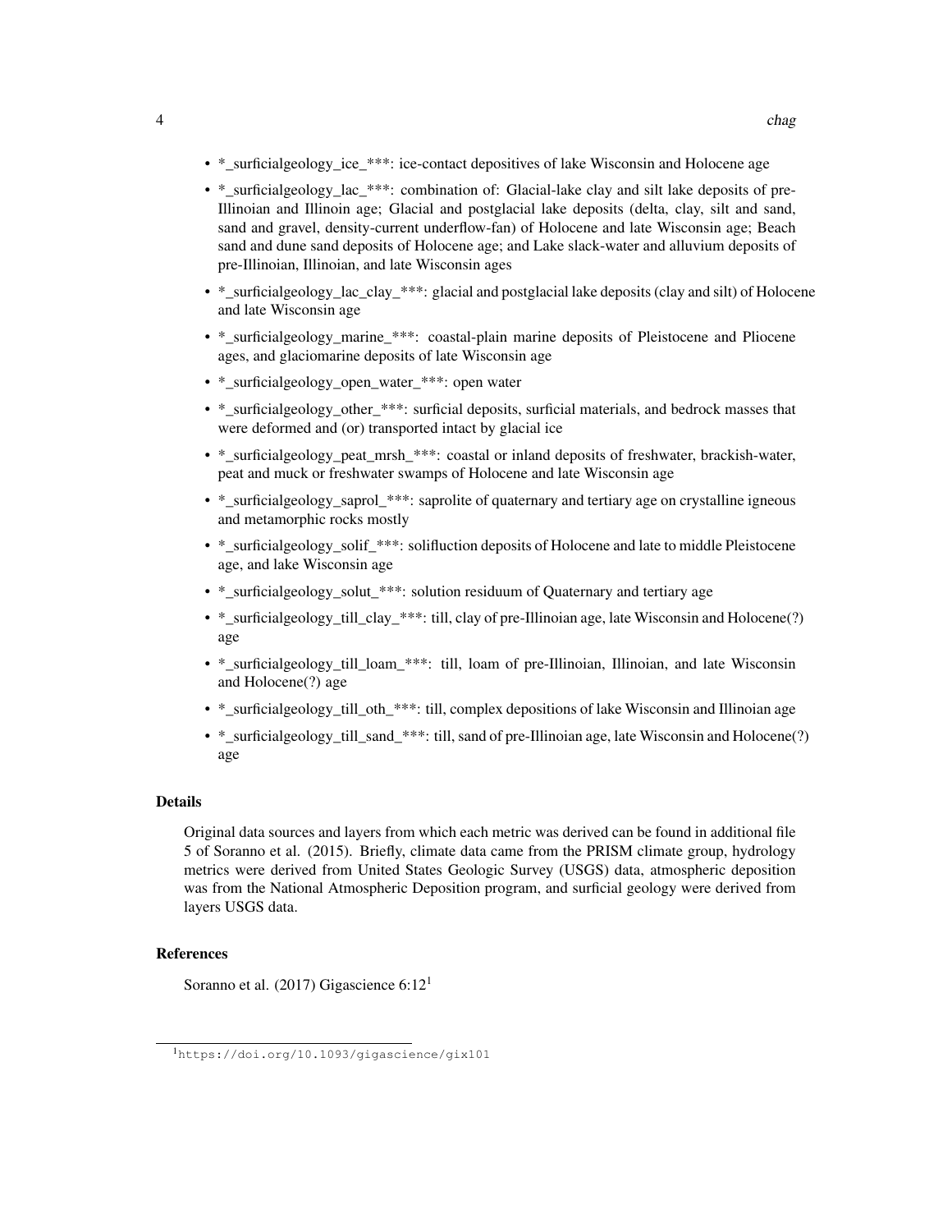- *_surficialgeology_ice_***: ice-contact depositives of lake Wisconsin and Holocene age
- *_surficialgeology_lac_***: combination of: Glacial-lake clay and silt lake deposits of pre-Illinoian and Illinoin age; Glacial and postglacial lake deposits (delta, clay, silt and sand, sand and gravel, density-current underflow-fan) of Holocene and late Wisconsin age; Beach sand and dune sand deposits of Holocene age; and Lake slack-water and alluvium deposits of pre-Illinoian, Illinoian, and late Wisconsin ages
- *_surficialgeology_lac_clay_***: glacial and postglacial lake deposits (clay and silt) of Holocene and late Wisconsin age
- *_surficialgeology_marine_***: coastal-plain marine deposits of Pleistocene and Pliocene ages, and glaciomarine deposits of late Wisconsin age
- *_surficialgeology_open_water_***: open water
- *_surficialgeology_other_***: surficial deposits, surficial materials, and bedrock masses that were deformed and (or) transported intact by glacial ice
- *_surficialgeology_peat_mrsh_***: coastal or inland deposits of freshwater, brackish-water, peat and muck or freshwater swamps of Holocene and late Wisconsin age
- *_surficialgeology_saprol_***: saprolite of quaternary and tertiary age on crystalline igneous and metamorphic rocks mostly
- *_surficialgeology_solif_***: solifluction deposits of Holocene and late to middle Pleistocene age, and lake Wisconsin age
- *_surficialgeology_solut_***: solution residuum of Quaternary and tertiary age
- *_surficialgeology_till_clay_***: till, clay of pre-Illinoian age, late Wisconsin and Holocene(?) age
- *_surficialgeology_till_loam_***: till, loam of pre-Illinoian, Illinoian, and late Wisconsin and Holocene(?) age
- *_surficialgeology_till_oth_***: till, complex depositions of lake Wisconsin and Illinoian age
- *_surficialgeology_till_sand_***: till, sand of pre-Illinoian age, late Wisconsin and Holocene(?) age

## Details

Original data sources and layers from which each metric was derived can be found in additional file 5 of Soranno et al. (2015). Briefly, climate data came from the PRISM climate group, hydrology metrics were derived from United States Geologic Survey (USGS) data, atmospheric deposition was from the National Atmospheric Deposition program, and surficial geology were derived from layers USGS data.

## References

Soranno et al. (2017) Gigascience 6:12[1]

[1] https://doi.org/10.1093/gigascience/gix101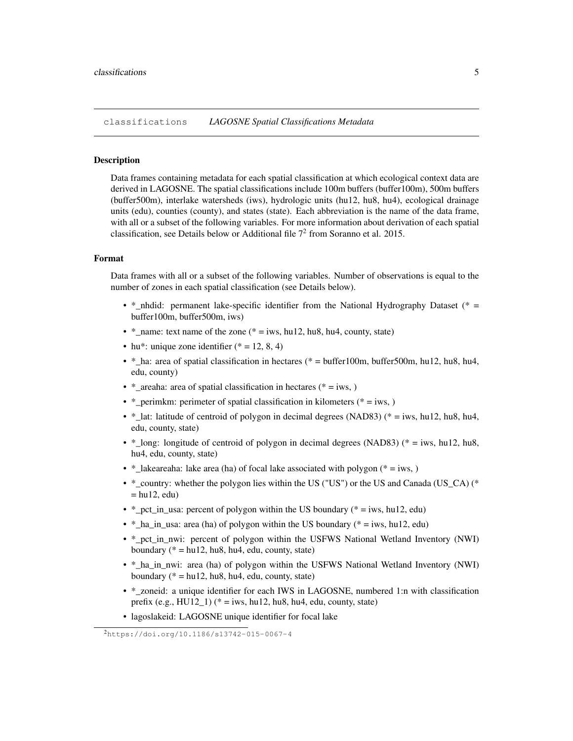classifications *LAGOSNE Spatial Classifications Metadata*

## Description

Data frames containing metadata for each spatial classification at which ecological context data are derived in LAGOSNE. The spatial classifications include 100m buffers (buffer100m), 500m buffers (buffer500m), interlake watersheds (iws), hydrologic units (hu12, hu8, hu4), ecological drainage units (edu), counties (county), and states (state). Each abbreviation is the name of the data frame, with all or a subset of the following variables. For more information about derivation of each spatial classification, see Details below or Additional file 7[2] from Soranno et al. 2015.

## Format

Data frames with all or a subset of the following variables. Number of observations is equal to the number of zones in each spatial classification (see Details below).

- *_nhdid: permanent lake-specific identifier from the National Hydrography Dataset (* = buffer100m, buffer500m, iws)
- *_name: text name of the zone (* = iws, hu12, hu8, hu4, county, state)
- hu*: unique zone identifier (* = 12, 8, 4)
- *_ha: area of spatial classification in hectares (* = buffer100m, buffer500m, hu12, hu8, hu4, edu, county)
- *_areaha: area of spatial classification in hectares (* = iws, )
- *_perimkm: perimeter of spatial classification in kilometers (* = iws, )
- *_lat: latitude of centroid of polygon in decimal degrees (NAD83) (* = iws, hu12, hu8, hu4, edu, county, state)
- *_long: longitude of centroid of polygon in decimal degrees (NAD83) (* = iws, hu12, hu8, hu4, edu, county, state)
- *_lakeareaha: lake area (ha) of focal lake associated with polygon (* = iws, )
- *_country: whether the polygon lies within the US ("US") or the US and Canada (US_CA) (* = hu12, edu)
- *_pct_in_usa: percent of polygon within the US boundary (* = iws, hu12, edu)
- *_ha_in_usa: area (ha) of polygon within the US boundary (* = iws, hu12, edu)
- *_pct_in_nwi: percent of polygon within the USFWS National Wetland Inventory (NWI) boundary (* = hu12, hu8, hu4, edu, county, state)
- *_ha_in_nwi: area (ha) of polygon within the USFWS National Wetland Inventory (NWI) boundary (* = hu12, hu8, hu4, edu, county, state)
- *_zoneid: a unique identifier for each IWS in LAGOSNE, numbered 1:n with classification prefix (e.g., HU12_1) (* = iws, hu12, hu8, hu4, edu, county, state)
- lagoslakeid: LAGOSNE unique identifier for focal lake

[2] https://doi.org/10.1186/s13742-015-0067-4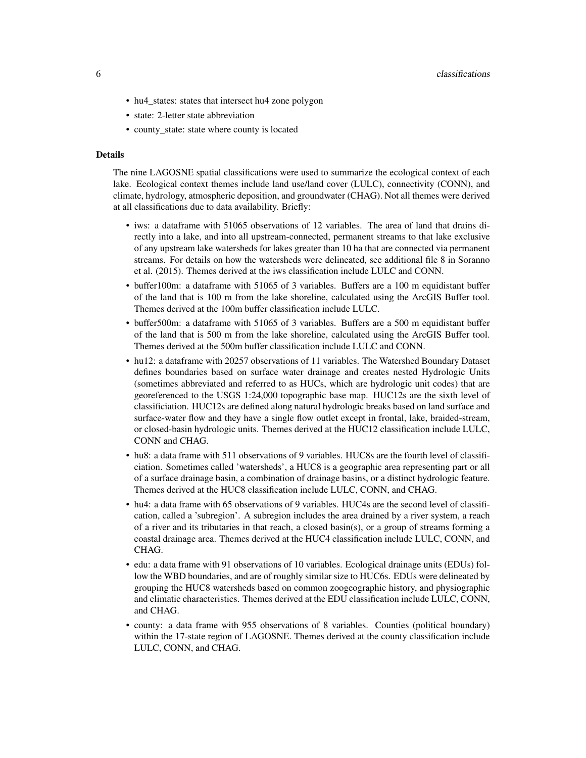- hu4_states: states that intersect hu4 zone polygon
- state: 2-letter state abbreviation
- county_state: state where county is located

### Details

The nine LAGOSNE spatial classifications were used to summarize the ecological context of each lake. Ecological context themes include land use/land cover (LULC), connectivity (CONN), and climate, hydrology, atmospheric deposition, and groundwater (CHAG). Not all themes were derived at all classifications due to data availability. Briefly:

- iws: a dataframe with 51065 observations of 12 variables. The area of land that drains directly into a lake, and into all upstream-connected, permanent streams to that lake exclusive of any upstream lake watersheds for lakes greater than 10 ha that are connected via permanent streams. For details on how the watersheds were delineated, see additional file 8 in Soranno et al. (2015). Themes derived at the iws classification include LULC and CONN.
- buffer100m: a dataframe with 51065 of 3 variables. Buffers are a 100 m equidistant buffer of the land that is 100 m from the lake shoreline, calculated using the ArcGIS Buffer tool. Themes derived at the 100m buffer classification include LULC.
- buffer500m: a dataframe with 51065 of 3 variables. Buffers are a 500 m equidistant buffer of the land that is 500 m from the lake shoreline, calculated using the ArcGIS Buffer tool. Themes derived at the 500m buffer classification include LULC and CONN.
- hu12: a dataframe with 20257 observations of 11 variables. The Watershed Boundary Dataset defines boundaries based on surface water drainage and creates nested Hydrologic Units (sometimes abbreviated and referred to as HUCs, which are hydrologic unit codes) that are georeferenced to the USGS 1:24,000 topographic base map. HUC12s are the sixth level of classificiation. HUC12s are defined along natural hydrologic breaks based on land surface and surface-water flow and they have a single flow outlet except in frontal, lake, braided-stream, or closed-basin hydrologic units. Themes derived at the HUC12 classification include LULC, CONN and CHAG.
- hu8: a data frame with 511 observations of 9 variables. HUC8s are the fourth level of classificiation. Sometimes called 'watersheds', a HUC8 is a geographic area representing part or all of a surface drainage basin, a combination of drainage basins, or a distinct hydrologic feature. Themes derived at the HUC8 classification include LULC, CONN, and CHAG.
- hu4: a data frame with 65 observations of 9 variables. HUC4s are the second level of classification, called a 'subregion'. A subregion includes the area drained by a river system, a reach of a river and its tributaries in that reach, a closed basin(s), or a group of streams forming a coastal drainage area. Themes derived at the HUC4 classification include LULC, CONN, and CHAG.
- edu: a data frame with 91 observations of 10 variables. Ecological drainage units (EDUs) follow the WBD boundaries, and are of roughly similar size to HUC6s. EDUs were delineated by grouping the HUC8 watersheds based on common zoogeographic history, and physiographic and climatic characteristics. Themes derived at the EDU classification include LULC, CONN, and CHAG.
- county: a data frame with 955 observations of 8 variables. Counties (political boundary) within the 17-state region of LAGOSNE. Themes derived at the county classification include LULC, CONN, and CHAG.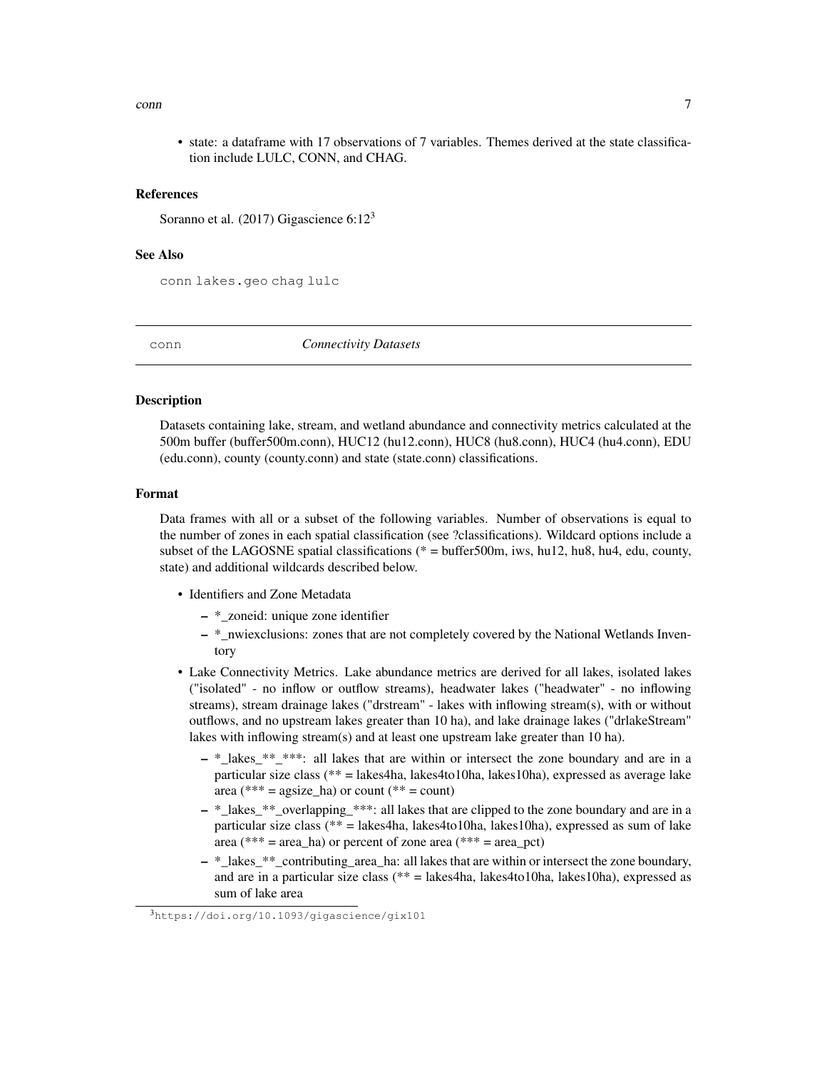- state: a dataframe with 17 observations of 7 variables. Themes derived at the state classification include LULC, CONN, and CHAG.

### References

Soranno et al. (2017) Gigascience 6:12[3]

### See Also

conn lakes.geo chag lulc

---

## conn — *Connectivity Datasets*

### Description

Datasets containing lake, stream, and wetland abundance and connectivity metrics calculated at the 500m buffer (buffer500m.conn), HUC12 (hu12.conn), HUC8 (hu8.conn), HUC4 (hu4.conn), EDU (edu.conn), county (county.conn) and state (state.conn) classifications.

### Format

Data frames with all or a subset of the following variables. Number of observations is equal to the number of zones in each spatial classification (see ?classifications). Wildcard options include a subset of the LAGOSNE spatial classifications (* = buffer500m, iws, hu12, hu8, hu4, edu, county, state) and additional wildcards described below.

- Identifiers and Zone Metadata
  - *_zoneid: unique zone identifier
  - *_nwiexclusions: zones that are not completely covered by the National Wetlands Inventory
- Lake Connectivity Metrics. Lake abundance metrics are derived for all lakes, isolated lakes ("isolated" - no inflow or outflow streams), headwater lakes ("headwater" - no inflowing streams), stream drainage lakes ("drstream" - lakes with inflowing stream(s), with or without outflows, and no upstream lakes greater than 10 ha), and lake drainage lakes ("drlakeStream" lakes with inflowing stream(s) and at least one upstream lake greater than 10 ha).
  - *_lakes_**_***: all lakes that are within or intersect the zone boundary and are in a particular size class (** = lakes4ha, lakes4to10ha, lakes10ha), expressed as average lake area (*** = agsize_ha) or count (** = count)
  - *_lakes_**_overlapping_***: all lakes that are clipped to the zone boundary and are in a particular size class (** = lakes4ha, lakes4to10ha, lakes10ha), expressed as sum of lake area (*** = area_ha) or percent of zone area (*** = area_pct)
  - *_lakes_**_contributing_area_ha: all lakes that are within or intersect the zone boundary, and are in a particular size class (** = lakes4ha, lakes4to10ha, lakes10ha), expressed as sum of lake area

[3] https://doi.org/10.1093/gigascience/gix101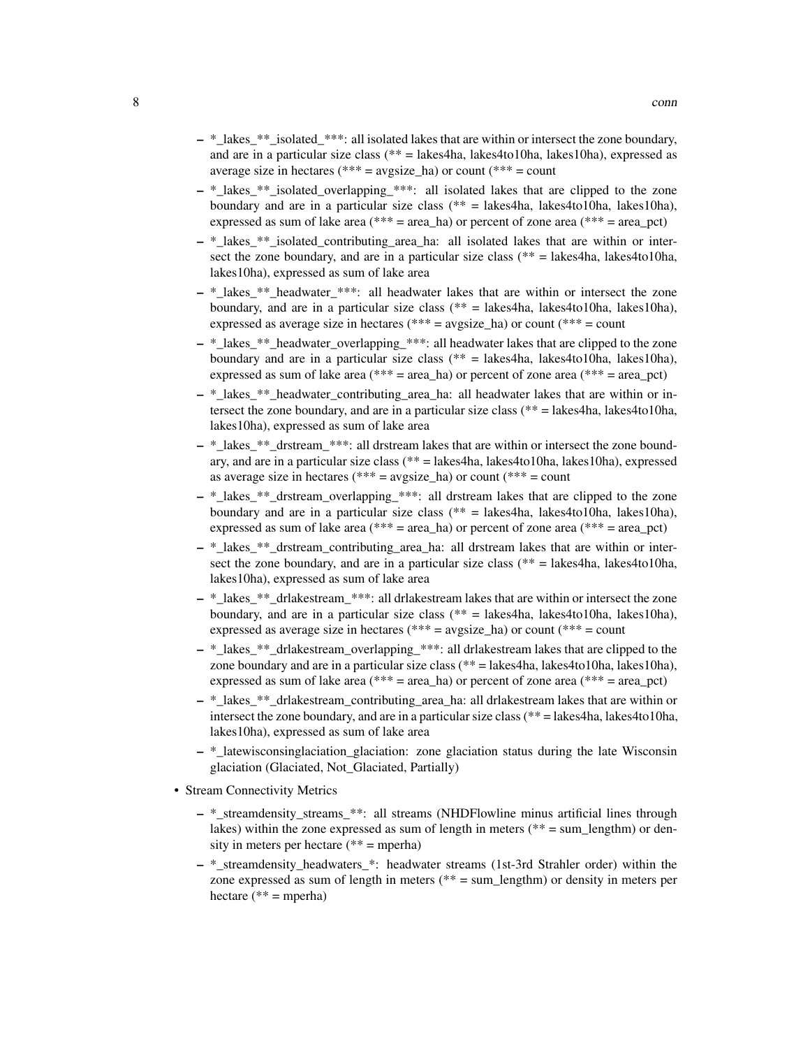- *_lakes_**_isolated_***: all isolated lakes that are within or intersect the zone boundary, and are in a particular size class (** = lakes4ha, lakes4to10ha, lakes10ha), expressed as average size in hectares (*** = avgsize_ha) or count (*** = count
  - *_lakes_**_isolated_overlapping_***: all isolated lakes that are clipped to the zone boundary and are in a particular size class (** = lakes4ha, lakes4to10ha, lakes10ha), expressed as sum of lake area (*** = area_ha) or percent of zone area (*** = area_pct)
  - *_lakes_**_isolated_contributing_area_ha: all isolated lakes that are within or intersect the zone boundary, and are in a particular size class (** = lakes4ha, lakes4to10ha, lakes10ha), expressed as sum of lake area
  - *_lakes_**_headwater_***: all headwater lakes that are within or intersect the zone boundary, and are in a particular size class (** = lakes4ha, lakes4to10ha, lakes10ha), expressed as average size in hectares (*** = avgsize_ha) or count (*** = count
  - *_lakes_**_headwater_overlapping_***: all headwater lakes that are clipped to the zone boundary and are in a particular size class (** = lakes4ha, lakes4to10ha, lakes10ha), expressed as sum of lake area (*** = area_ha) or percent of zone area (*** = area_pct)
  - *_lakes_**_headwater_contributing_area_ha: all headwater lakes that are within or intersect the zone boundary, and are in a particular size class (** = lakes4ha, lakes4to10ha, lakes10ha), expressed as sum of lake area
  - *_lakes_**_drstream_***: all drstream lakes that are within or intersect the zone boundary, and are in a particular size class (** = lakes4ha, lakes4to10ha, lakes10ha), expressed as average size in hectares (*** = avgsize_ha) or count (*** = count
  - *_lakes_**_drstream_overlapping_***: all drstream lakes that are clipped to the zone boundary and are in a particular size class (** = lakes4ha, lakes4to10ha, lakes10ha), expressed as sum of lake area (*** = area_ha) or percent of zone area (*** = area_pct)
  - *_lakes_**_drstream_contributing_area_ha: all drstream lakes that are within or intersect the zone boundary, and are in a particular size class (** = lakes4ha, lakes4to10ha, lakes10ha), expressed as sum of lake area
  - *_lakes_**_drlakestream_***: all drlakestream lakes that are within or intersect the zone boundary, and are in a particular size class (** = lakes4ha, lakes4to10ha, lakes10ha), expressed as average size in hectares (*** = avgsize_ha) or count (*** = count
  - *_lakes_**_drlakestream_overlapping_***: all drlakestream lakes that are clipped to the zone boundary and are in a particular size class (** = lakes4ha, lakes4to10ha, lakes10ha), expressed as sum of lake area (*** = area_ha) or percent of zone area (*** = area_pct)
  - *_lakes_**_drlakestream_contributing_area_ha: all drlakestream lakes that are within or intersect the zone boundary, and are in a particular size class (** = lakes4ha, lakes4to10ha, lakes10ha), expressed as sum of lake area
  - *_latewisconsinglaciation_glaciation: zone glaciation status during the late Wisconsin glaciation (Glaciated, Not_Glaciated, Partially)
- Stream Connectivity Metrics
  - *_streamdensity_streams_**: all streams (NHDFlowline minus artificial lines through lakes) within the zone expressed as sum of length in meters (** = sum_lengthm) or density in meters per hectare (** = mperha)
  - *_streamdensity_headwaters_*: headwater streams (1st-3rd Strahler order) within the zone expressed as sum of length in meters (** = sum_lengthm) or density in meters per hectare (** = mperha)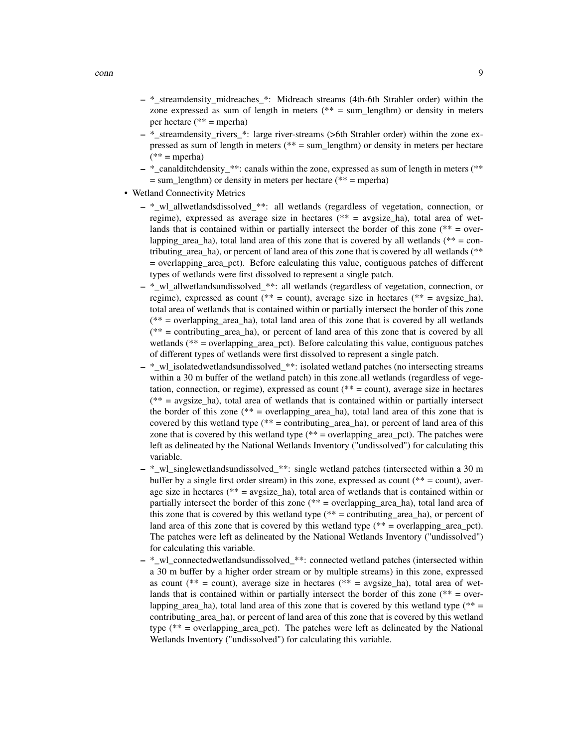- *_streamdensity_midreaches_*: Midreach streams (4th-6th Strahler order) within the zone expressed as sum of length in meters (** = sum_lengthm) or density in meters per hectare (** = mperha)
- *_streamdensity_rivers_*: large river-streams (>6th Strahler order) within the zone expressed as sum of length in meters (** = sum_lengthm) or density in meters per hectare (** = mperha)
- *_canalditchdensity_**: canals within the zone, expressed as sum of length in meters (** = sum_lengthm) or density in meters per hectare (** = mperha)

- Wetland Connectivity Metrics
  - *_wl_allwetlandsdissolved_**: all wetlands (regardless of vegetation, connection, or regime), expressed as average size in hectares (** = avgsize_ha), total area of wetlands that is contained within or partially intersect the border of this zone (** = overlapping_area_ha), total land area of this zone that is covered by all wetlands (** = contributing_area_ha), or percent of land area of this zone that is covered by all wetlands (** = overlapping_area_pct). Before calculating this value, contiguous patches of different types of wetlands were first dissolved to represent a single patch.
  - *_wl_allwetlandsundissolved_**: all wetlands (regardless of vegetation, connection, or regime), expressed as count (** = count), average size in hectares (** = avgsize_ha), total area of wetlands that is contained within or partially intersect the border of this zone (** = overlapping_area_ha), total land area of this zone that is covered by all wetlands (** = contributing_area_ha), or percent of land area of this zone that is covered by all wetlands (** = overlapping_area_pct). Before calculating this value, contiguous patches of different types of wetlands were first dissolved to represent a single patch.
  - *_wl_isolatedwetlandsundissolved_**: isolated wetland patches (no intersecting streams within a 30 m buffer of the wetland patch) in this zone.all wetlands (regardless of vegetation, connection, or regime), expressed as count (** = count), average size in hectares (** = avgsize_ha), total area of wetlands that is contained within or partially intersect the border of this zone (** = overlapping_area_ha), total land area of this zone that is covered by this wetland type (** = contributing_area_ha), or percent of land area of this zone that is covered by this wetland type (** = overlapping_area_pct). The patches were left as delineated by the National Wetlands Inventory ("undissolved") for calculating this variable.
  - *_wl_singlewetlandsundissolved_**: single wetland patches (intersected within a 30 m buffer by a single first order stream) in this zone, expressed as count (** = count), average size in hectares (** = avgsize_ha), total area of wetlands that is contained within or partially intersect the border of this zone (** = overlapping_area_ha), total land area of this zone that is covered by this wetland type (** = contributing_area_ha), or percent of land area of this zone that is covered by this wetland type (** = overlapping_area_pct). The patches were left as delineated by the National Wetlands Inventory ("undissolved") for calculating this variable.
  - *_wl_connectedwetlandsundissolved_**: connected wetland patches (intersected within a 30 m buffer by a higher order stream or by multiple streams) in this zone, expressed as count (** = count), average size in hectares (** = avgsize_ha), total area of wetlands that is contained within or partially intersect the border of this zone (** = overlapping_area_ha), total land area of this zone that is covered by this wetland type (** = contributing_area_ha), or percent of land area of this zone that is covered by this wetland type (** = overlapping_area_pct). The patches were left as delineated by the National Wetlands Inventory ("undissolved") for calculating this variable.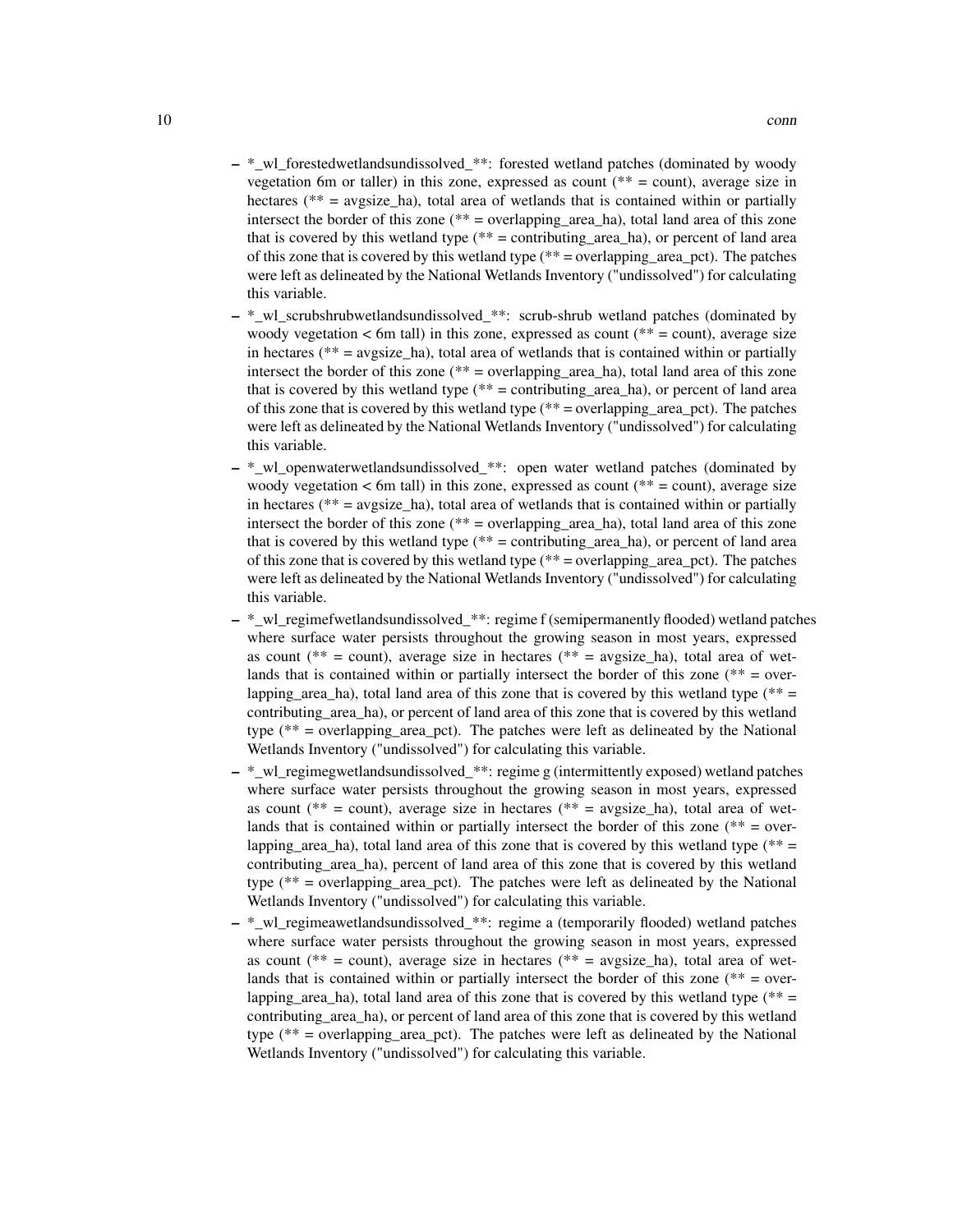- *_wl_forestedwetlandsundissolved_**: forested wetland patches (dominated by woody vegetation 6m or taller) in this zone, expressed as count (** = count), average size in hectares (** = avgsize_ha), total area of wetlands that is contained within or partially intersect the border of this zone (** = overlapping_area_ha), total land area of this zone that is covered by this wetland type (** = contributing_area_ha), or percent of land area of this zone that is covered by this wetland type (** = overlapping_area_pct). The patches were left as delineated by the National Wetlands Inventory ("undissolved") for calculating this variable.
- *_wl_scrubshrubwetlandsundissolved_**: scrub-shrub wetland patches (dominated by woody vegetation < 6m tall) in this zone, expressed as count (** = count), average size in hectares (** = avgsize_ha), total area of wetlands that is contained within or partially intersect the border of this zone (** = overlapping_area_ha), total land area of this zone that is covered by this wetland type (** = contributing_area_ha), or percent of land area of this zone that is covered by this wetland type (** = overlapping_area_pct). The patches were left as delineated by the National Wetlands Inventory ("undissolved") for calculating this variable.
- *_wl_openwaterwetlandsundissolved_**: open water wetland patches (dominated by woody vegetation < 6m tall) in this zone, expressed as count (** = count), average size in hectares (** = avgsize_ha), total area of wetlands that is contained within or partially intersect the border of this zone (** = overlapping_area_ha), total land area of this zone that is covered by this wetland type (** = contributing_area_ha), or percent of land area of this zone that is covered by this wetland type (** = overlapping_area_pct). The patches were left as delineated by the National Wetlands Inventory ("undissolved") for calculating this variable.
- *_wl_regimefwetlandsundissolved_**: regime f (semipermanently flooded) wetland patches where surface water persists throughout the growing season in most years, expressed as count (** = count), average size in hectares (** = avgsize_ha), total area of wetlands that is contained within or partially intersect the border of this zone (** = overlapping_area_ha), total land area of this zone that is covered by this wetland type (** = contributing_area_ha), or percent of land area of this zone that is covered by this wetland type (** = overlapping_area_pct). The patches were left as delineated by the National Wetlands Inventory ("undissolved") for calculating this variable.
- *_wl_regimegwetlandsundissolved_**: regime g (intermittently exposed) wetland patches where surface water persists throughout the growing season in most years, expressed as count (** = count), average size in hectares (** = avgsize_ha), total area of wetlands that is contained within or partially intersect the border of this zone (** = overlapping_area_ha), total land area of this zone that is covered by this wetland type (** = contributing_area_ha), percent of land area of this zone that is covered by this wetland type (** = overlapping_area_pct). The patches were left as delineated by the National Wetlands Inventory ("undissolved") for calculating this variable.
- *_wl_regimeawetlandsundissolved_**: regime a (temporarily flooded) wetland patches where surface water persists throughout the growing season in most years, expressed as count (** = count), average size in hectares (** = avgsize_ha), total area of wetlands that is contained within or partially intersect the border of this zone (** = overlapping_area_ha), total land area of this zone that is covered by this wetland type (** = contributing_area_ha), or percent of land area of this zone that is covered by this wetland type (** = overlapping_area_pct). The patches were left as delineated by the National Wetlands Inventory ("undissolved") for calculating this variable.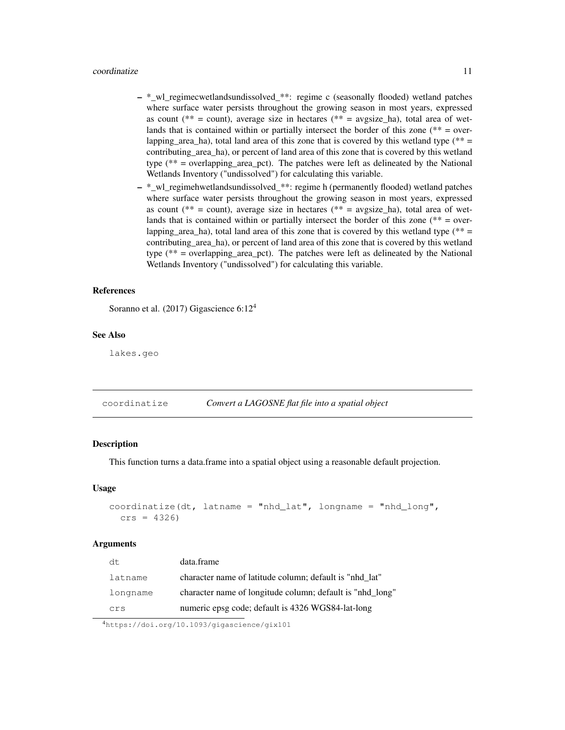- *_wl_regimecwetlandsundissolved_**: regime c (seasonally flooded) wetland patches where surface water persists throughout the growing season in most years, expressed as count (** = count), average size in hectares (** = avgsize_ha), total area of wetlands that is contained within or partially intersect the border of this zone (** = overlapping_area_ha), total land area of this zone that is covered by this wetland type (** = contributing_area_ha), or percent of land area of this zone that is covered by this wetland type (** = overlapping_area_pct). The patches were left as delineated by the National Wetlands Inventory ("undissolved") for calculating this variable.
- *_wl_regimehwetlandsundissolved_**: regime h (permanently flooded) wetland patches where surface water persists throughout the growing season in most years, expressed as count (** = count), average size in hectares (** = avgsize_ha), total area of wetlands that is contained within or partially intersect the border of this zone (** = overlapping_area_ha), total land area of this zone that is covered by this wetland type (** = contributing_area_ha), or percent of land area of this zone that is covered by this wetland type (** = overlapping_area_pct). The patches were left as delineated by the National Wetlands Inventory ("undissolved") for calculating this variable.

### References

Soranno et al. (2017) Gigascience 6:12[4]

### See Also

`lakes.geo`

---

## coordinatize — *Convert a LAGOSNE flat file into a spatial object*

### Description

This function turns a data.frame into a spatial object using a reasonable default projection.

### Usage

```
coordinatize(dt, latname = "nhd_lat", longname = "nhd_long",
  crs = 4326)
```

### Arguments

| | |
|---|---|
| `dt` | data.frame |
| `latname` | character name of latitude column; default is "nhd_lat" |
| `longname` | character name of longitude column; default is "nhd_long" |
| `crs` | numeric epsg code; default is 4326 WGS84-lat-long |

[4] https://doi.org/10.1093/gigascience/gix101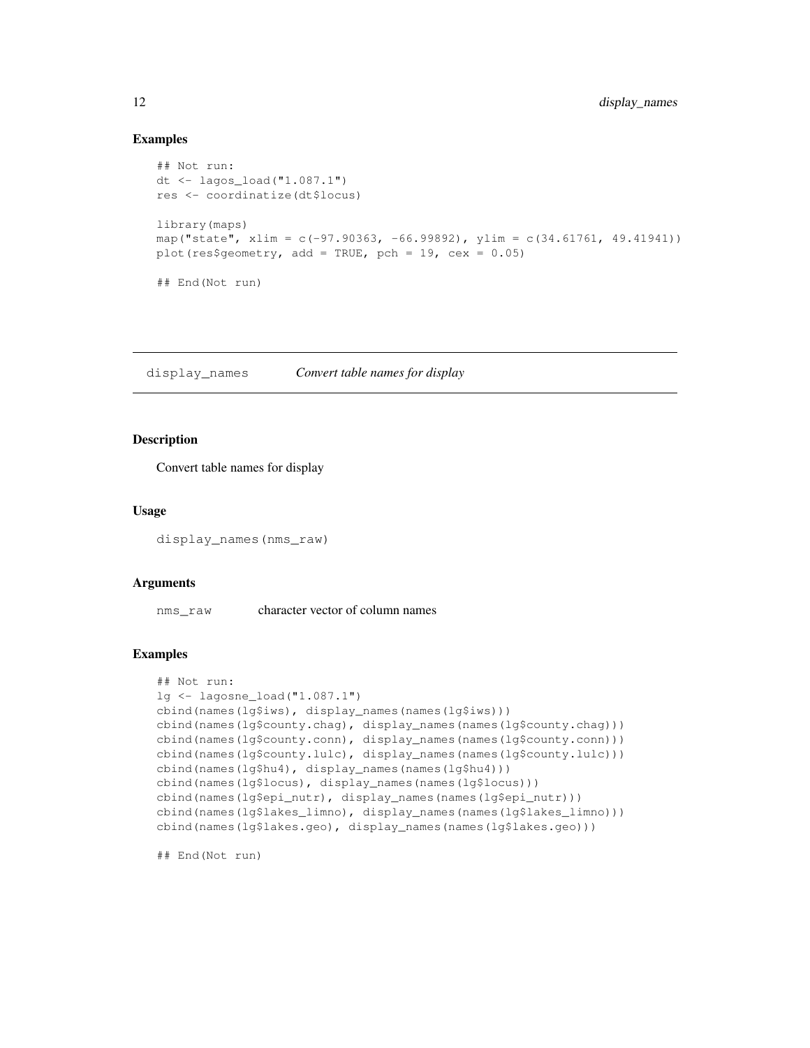### Examples

```
## Not run:
dt <- lagos_load("1.087.1")
res <- coordinatize(dt$locus)

library(maps)
map("state", xlim = c(-97.90363, -66.99892), ylim = c(34.61761, 49.41941))
plot(res$geometry, add = TRUE, pch = 19, cex = 0.05)

## End(Not run)
```

---

## display_names *Convert table names for display*

---

### Description

Convert table names for display

### Usage

```
display_names(nms_raw)
```

### Arguments

| | |
|---|---|
| nms_raw | character vector of column names |

### Examples

```
## Not run:
lg <- lagosne_load("1.087.1")
cbind(names(lg$iws), display_names(names(lg$iws)))
cbind(names(lg$county.chag), display_names(names(lg$county.chag)))
cbind(names(lg$county.conn), display_names(names(lg$county.conn)))
cbind(names(lg$county.lulc), display_names(names(lg$county.lulc)))
cbind(names(lg$hu4), display_names(names(lg$hu4)))
cbind(names(lg$locus), display_names(names(lg$locus)))
cbind(names(lg$epi_nutr), display_names(names(lg$epi_nutr)))
cbind(names(lg$lakes_limno), display_names(names(lg$lakes_limno)))
cbind(names(lg$lakes.geo), display_names(names(lg$lakes.geo)))

## End(Not run)
```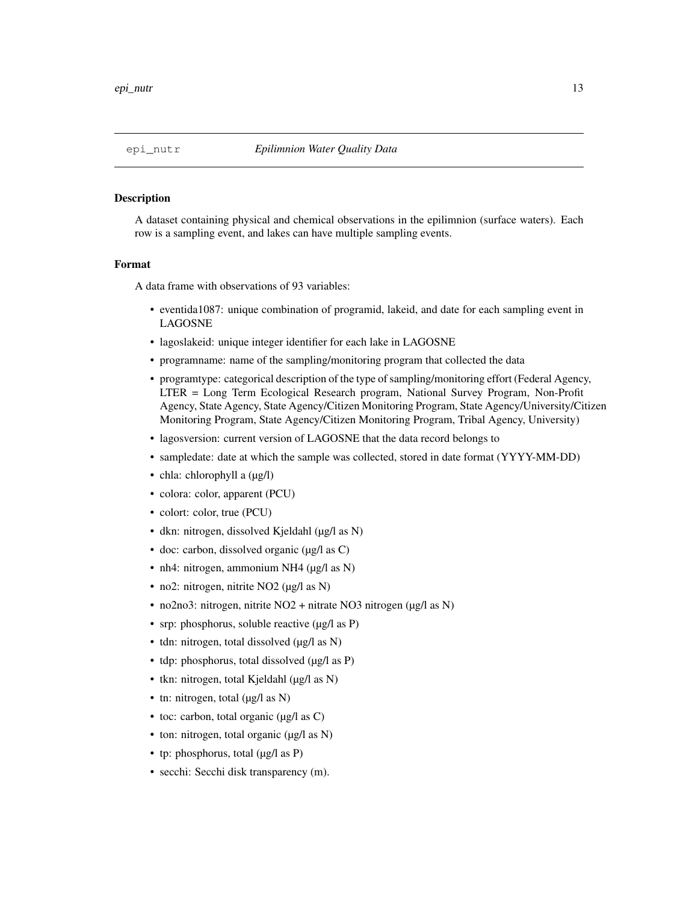## epi_nutr — *Epilimnion Water Quality Data*

### Description

A dataset containing physical and chemical observations in the epilimnion (surface waters). Each row is a sampling event, and lakes can have multiple sampling events.

### Format

A data frame with observations of 93 variables:

- eventida1087: unique combination of programid, lakeid, and date for each sampling event in LAGOSNE
- lagoslakeid: unique integer identifier for each lake in LAGOSNE
- programname: name of the sampling/monitoring program that collected the data
- programtype: categorical description of the type of sampling/monitoring effort (Federal Agency, LTER = Long Term Ecological Research program, National Survey Program, Non-Profit Agency, State Agency, State Agency/Citizen Monitoring Program, State Agency/University/Citizen Monitoring Program, State Agency/Citizen Monitoring Program, Tribal Agency, University)
- lagosversion: current version of LAGOSNE that the data record belongs to
- sampledate: date at which the sample was collected, stored in date format (YYYY-MM-DD)
- chla: chlorophyll a (µg/l)
- colora: color, apparent (PCU)
- colort: color, true (PCU)
- dkn: nitrogen, dissolved Kjeldahl (µg/l as N)
- doc: carbon, dissolved organic (µg/l as C)
- nh4: nitrogen, ammonium $NH_4$ (µg/l as N)
- no2: nitrogen, nitrite $NO_2$ (µg/l as N)
- no2no3: nitrogen, nitrite $NO_2$ + nitrate $NO_3$ nitrogen (µg/l as N)
- srp: phosphorus, soluble reactive (µg/l as P)
- tdn: nitrogen, total dissolved (µg/l as N)
- tdp: phosphorus, total dissolved (µg/l as P)
- tkn: nitrogen, total Kjeldahl (µg/l as N)
- tn: nitrogen, total (µg/l as N)
- toc: carbon, total organic (µg/l as C)
- ton: nitrogen, total organic (µg/l as N)
- tp: phosphorus, total (µg/l as P)
- secchi: Secchi disk transparency (m).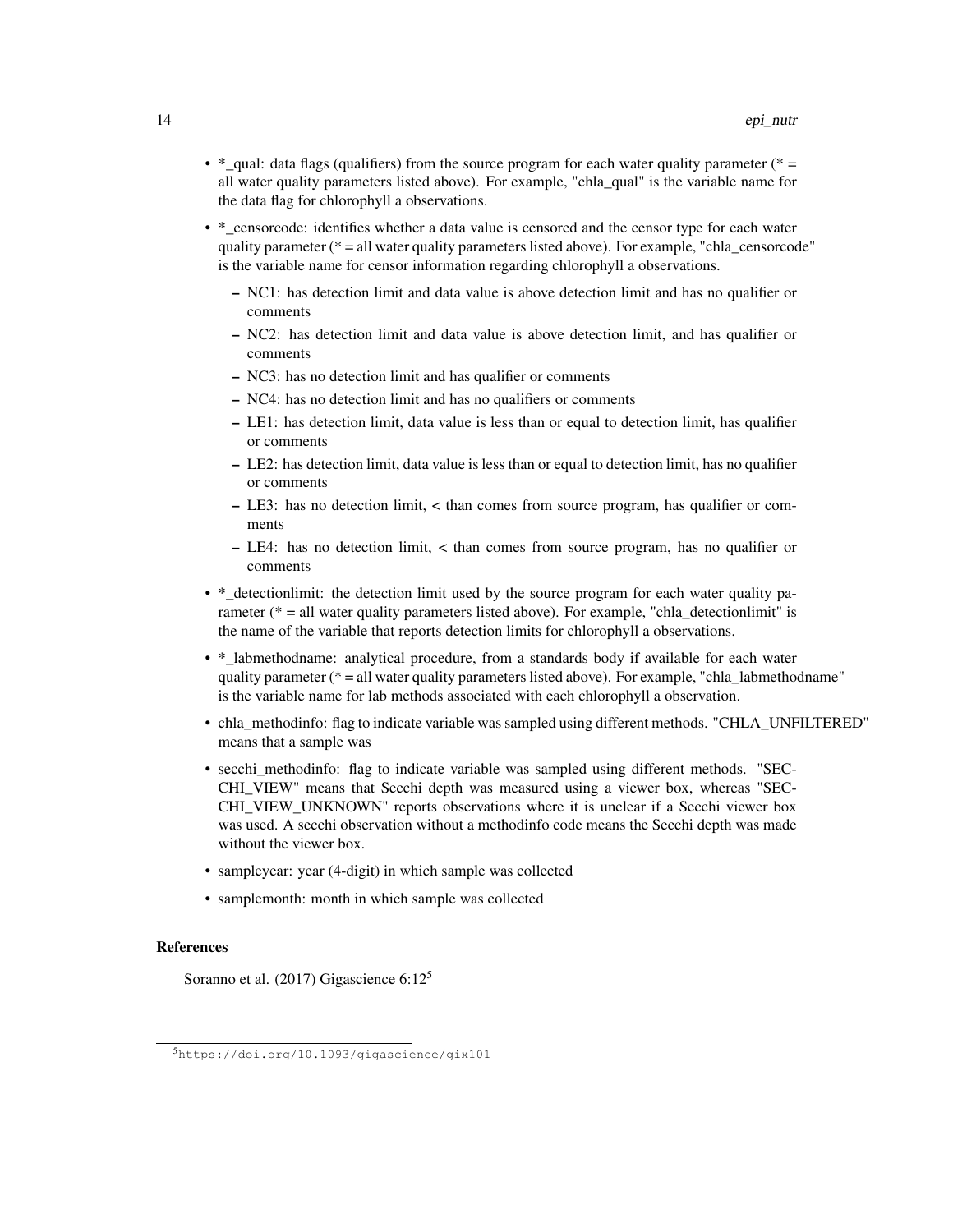- *_qual: data flags (qualifiers) from the source program for each water quality parameter (* = all water quality parameters listed above). For example, "chla_qual" is the variable name for the data flag for chlorophyll a observations.
- *_censorcode: identifies whether a data value is censored and the censor type for each water quality parameter (* = all water quality parameters listed above). For example, "chla_censorcode" is the variable name for censor information regarding chlorophyll a observations.
  - NC1: has detection limit and data value is above detection limit and has no qualifier or comments
  - NC2: has detection limit and data value is above detection limit, and has qualifier or comments
  - NC3: has no detection limit and has qualifier or comments
  - NC4: has no detection limit and has no qualifiers or comments
  - LE1: has detection limit, data value is less than or equal to detection limit, has qualifier or comments
  - LE2: has detection limit, data value is less than or equal to detection limit, has no qualifier or comments
  - LE3: has no detection limit, < than comes from source program, has qualifier or comments
  - LE4: has no detection limit, < than comes from source program, has no qualifier or comments
- *_detectionlimit: the detection limit used by the source program for each water quality parameter (* = all water quality parameters listed above). For example, "chla_detectionlimit" is the name of the variable that reports detection limits for chlorophyll a observations.
- *_labmethodname: analytical procedure, from a standards body if available for each water quality parameter (* = all water quality parameters listed above). For example, "chla_labmethodname" is the variable name for lab methods associated with each chlorophyll a observation.
- chla_methodinfo: flag to indicate variable was sampled using different methods. "CHLA_UNFILTERED" means that a sample was
- secchi_methodinfo: flag to indicate variable was sampled using different methods. "SECCHI_VIEW" means that Secchi depth was measured using a viewer box, whereas "SECCHI_VIEW_UNKNOWN" reports observations where it is unclear if a Secchi viewer box was used. A secchi observation without a methodinfo code means the Secchi depth was made without the viewer box.
- sampleyear: year (4-digit) in which sample was collected
- samplemonth: month in which sample was collected

## References

Soranno et al. (2017) Gigascience 6:12[5]

[5] https://doi.org/10.1093/gigascience/gix101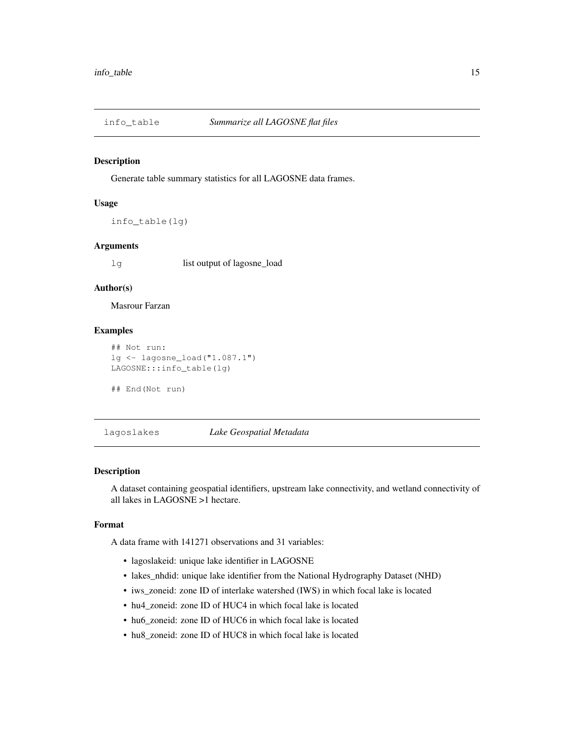## info_table *Summarize all LAGOSNE flat files*

### Description

Generate table summary statistics for all LAGOSNE data frames.

### Usage

```
info_table(lg)
```

### Arguments

| | |
|---|---|
| `lg` | list output of lagosne_load |

### Author(s)

Masrour Farzan

### Examples

```
## Not run:
lg <- lagosne_load("1.087.1")
LAGOSNE:::info_table(lg)

## End(Not run)
```

## lagoslakes *Lake Geospatial Metadata*

### Description

A dataset containing geospatial identifiers, upstream lake connectivity, and wetland connectivity of all lakes in LAGOSNE >1 hectare.

### Format

A data frame with 141271 observations and 31 variables:

- lagoslakeid: unique lake identifier in LAGOSNE
- lakes_nhdid: unique lake identifier from the National Hydrography Dataset (NHD)
- iws_zoneid: zone ID of interlake watershed (IWS) in which focal lake is located
- hu4_zoneid: zone ID of HUC4 in which focal lake is located
- hu6_zoneid: zone ID of HUC6 in which focal lake is located
- hu8_zoneid: zone ID of HUC8 in which focal lake is located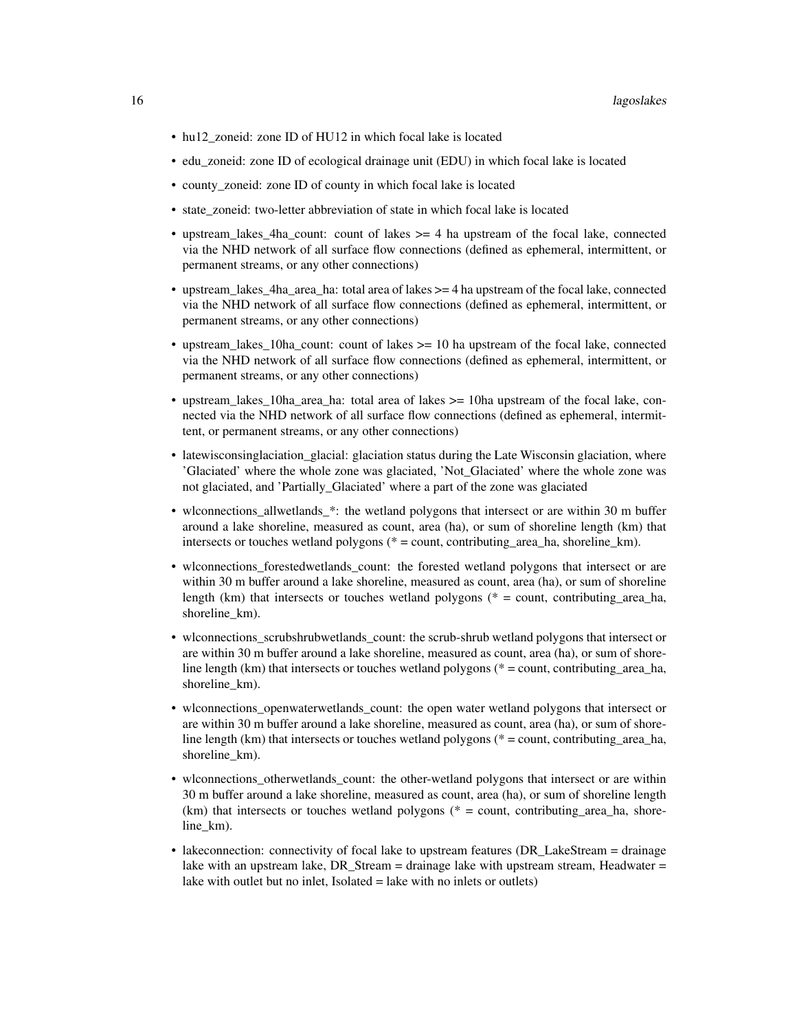- hu12_zoneid: zone ID of HU12 in which focal lake is located
- edu_zoneid: zone ID of ecological drainage unit (EDU) in which focal lake is located
- county_zoneid: zone ID of county in which focal lake is located
- state_zoneid: two-letter abbreviation of state in which focal lake is located
- upstream_lakes_4ha_count: count of lakes >= 4 ha upstream of the focal lake, connected via the NHD network of all surface flow connections (defined as ephemeral, intermittent, or permanent streams, or any other connections)
- upstream_lakes_4ha_area_ha: total area of lakes >= 4 ha upstream of the focal lake, connected via the NHD network of all surface flow connections (defined as ephemeral, intermittent, or permanent streams, or any other connections)
- upstream_lakes_10ha_count: count of lakes >= 10 ha upstream of the focal lake, connected via the NHD network of all surface flow connections (defined as ephemeral, intermittent, or permanent streams, or any other connections)
- upstream_lakes_10ha_area_ha: total area of lakes >= 10ha upstream of the focal lake, connected via the NHD network of all surface flow connections (defined as ephemeral, intermittent, or permanent streams, or any other connections)
- latewisconsinglaciation_glacial: glaciation status during the Late Wisconsin glaciation, where 'Glaciated' where the whole zone was glaciated, 'Not_Glaciated' where the whole zone was not glaciated, and 'Partially_Glaciated' where a part of the zone was glaciated
- wlconnections_allwetlands_*: the wetland polygons that intersect or are within 30 m buffer around a lake shoreline, measured as count, area (ha), or sum of shoreline length (km) that intersects or touches wetland polygons (* = count, contributing_area_ha, shoreline_km).
- wlconnections_forestedwetlands_count: the forested wetland polygons that intersect or are within 30 m buffer around a lake shoreline, measured as count, area (ha), or sum of shoreline length (km) that intersects or touches wetland polygons (* = count, contributing_area_ha, shoreline_km).
- wlconnections_scrubshrubwetlands_count: the scrub-shrub wetland polygons that intersect or are within 30 m buffer around a lake shoreline, measured as count, area (ha), or sum of shoreline length (km) that intersects or touches wetland polygons (* = count, contributing_area_ha, shoreline_km).
- wlconnections_openwaterwetlands_count: the open water wetland polygons that intersect or are within 30 m buffer around a lake shoreline, measured as count, area (ha), or sum of shoreline length (km) that intersects or touches wetland polygons (* = count, contributing_area_ha, shoreline_km).
- wlconnections_otherwetlands_count: the other-wetland polygons that intersect or are within 30 m buffer around a lake shoreline, measured as count, area (ha), or sum of shoreline length (km) that intersects or touches wetland polygons (* = count, contributing_area_ha, shoreline_km).
- lakeconnection: connectivity of focal lake to upstream features (DR_LakeStream = drainage lake with an upstream lake, DR_Stream = drainage lake with upstream stream, Headwater = lake with outlet but no inlet, Isolated = lake with no inlets or outlets)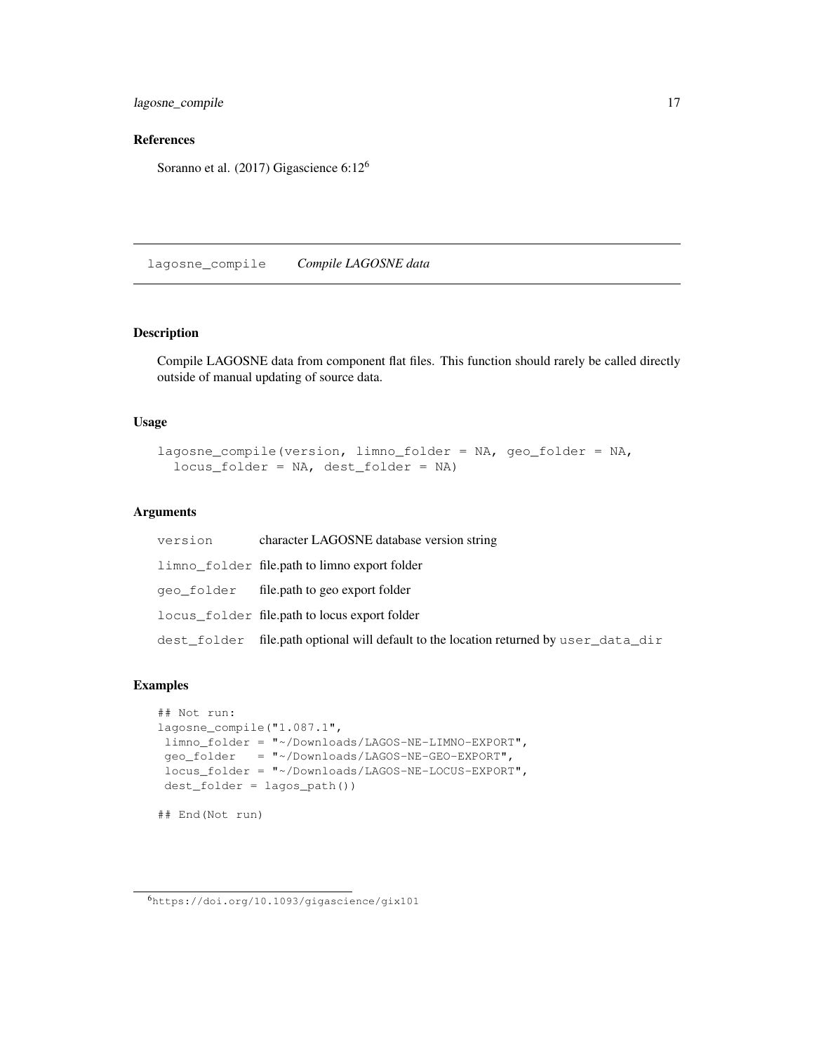## References

Soranno et al. (2017) Gigascience 6:12[6]

---

## lagosne_compile *Compile LAGOSNE data*

### Description

Compile LAGOSNE data from component flat files. This function should rarely be called directly outside of manual updating of source data.

### Usage

```
lagosne_compile(version, limno_folder = NA, geo_folder = NA,
  locus_folder = NA, dest_folder = NA)
```

### Arguments

| | |
|---|---|
| version | character LAGOSNE database version string |
| limno_folder | file.path to limno export folder |
| geo_folder | file.path to geo export folder |
| locus_folder | file.path to locus export folder |
| dest_folder | file.path optional will default to the location returned by `user_data_dir` |

### Examples

```
## Not run:
lagosne_compile("1.087.1",
 limno_folder = "~/Downloads/LAGOS-NE-LIMNO-EXPORT",
 geo_folder   = "~/Downloads/LAGOS-NE-GEO-EXPORT",
 locus_folder = "~/Downloads/LAGOS-NE-LOCUS-EXPORT",
 dest_folder = lagos_path())

## End(Not run)
```

[6] https://doi.org/10.1093/gigascience/gix101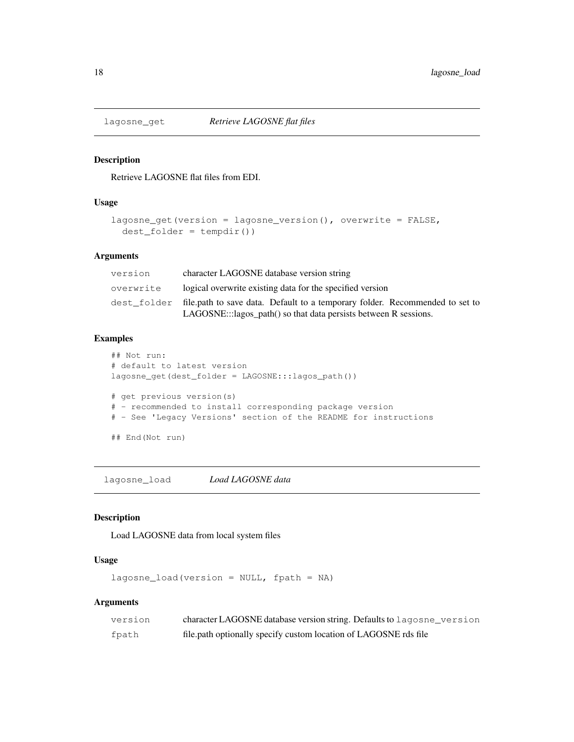## lagosne_get — *Retrieve LAGOSNE flat files*

### Description

Retrieve LAGOSNE flat files from EDI.

### Usage

```
lagosne_get(version = lagosne_version(), overwrite = FALSE,
  dest_folder = tempdir())
```

### Arguments

| | |
|---|---|
| `version` | character LAGOSNE database version string |
| `overwrite` | logical overwrite existing data for the specified version |
| `dest_folder` | file.path to save data. Default to a temporary folder. Recommended to set to LAGOSNE:::lagos_path() so that data persists between R sessions. |

### Examples

```
## Not run:
# default to latest version
lagosne_get(dest_folder = LAGOSNE:::lagos_path())

# get previous version(s)
# - recommended to install corresponding package version
# - See 'Legacy Versions' section of the README for instructions

## End(Not run)
```

## lagosne_load — *Load LAGOSNE data*

### Description

Load LAGOSNE data from local system files

### Usage

```
lagosne_load(version = NULL, fpath = NA)
```

### Arguments

| | |
|---|---|
| `version` | character LAGOSNE database version string. Defaults to `lagosne_version` |
| `fpath` | file.path optionally specify custom location of LAGOSNE rds file |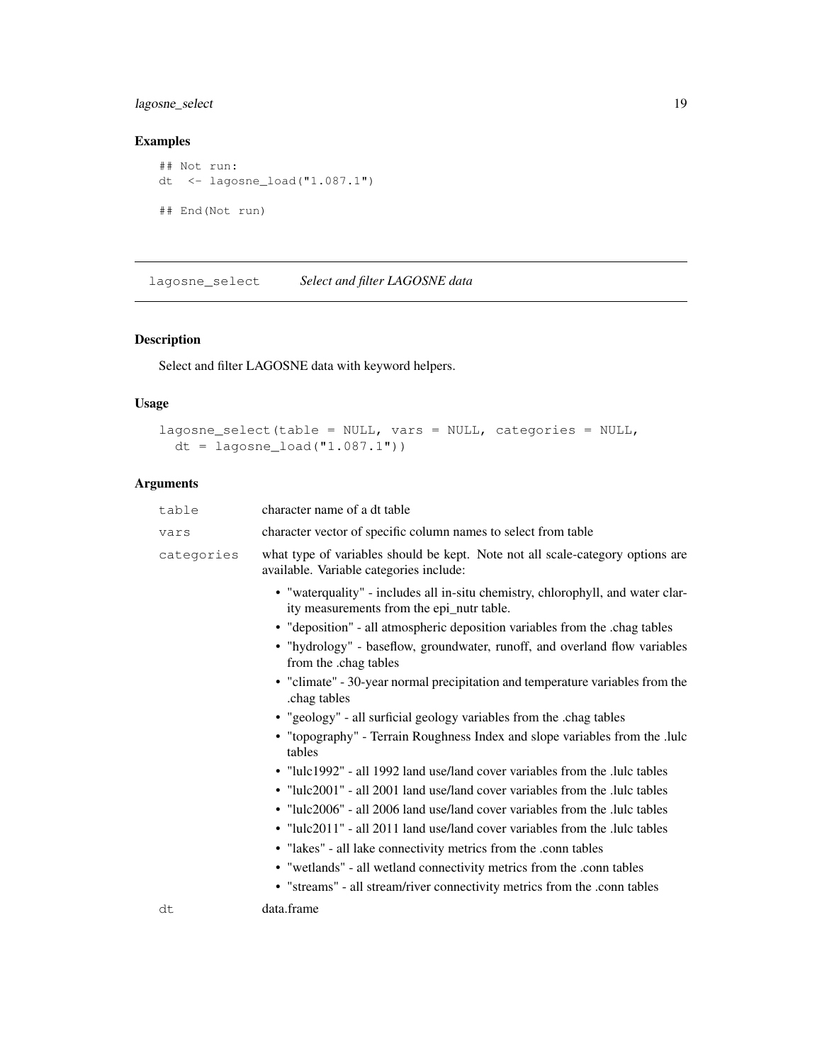## Examples

```
## Not run:
dt <- lagosne_load("1.087.1")

## End(Not run)
```

---

# lagosne_select — *Select and filter LAGOSNE data*

## Description

Select and filter LAGOSNE data with keyword helpers.

## Usage

```
lagosne_select(table = NULL, vars = NULL, categories = NULL,
  dt = lagosne_load("1.087.1"))
```

## Arguments

`table` character name of a dt table

`vars` character vector of specific column names to select from table

`categories` what type of variables should be kept. Note not all scale-category options are available. Variable categories include:

- "waterquality" - includes all in-situ chemistry, chlorophyll, and water clarity measurements from the epi_nutr table.
- "deposition" - all atmospheric deposition variables from the .chag tables
- "hydrology" - baseflow, groundwater, runoff, and overland flow variables from the .chag tables
- "climate" - 30-year normal precipitation and temperature variables from the .chag tables
- "geology" - all surficial geology variables from the .chag tables
- "topography" - Terrain Roughness Index and slope variables from the .lulc tables
- "lulc1992" - all 1992 land use/land cover variables from the .lulc tables
- "lulc2001" - all 2001 land use/land cover variables from the .lulc tables
- "lulc2006" - all 2006 land use/land cover variables from the .lulc tables
- "lulc2011" - all 2011 land use/land cover variables from the .lulc tables
- "lakes" - all lake connectivity metrics from the .conn tables
- "wetlands" - all wetland connectivity metrics from the .conn tables
- "streams" - all stream/river connectivity metrics from the .conn tables

`dt` data.frame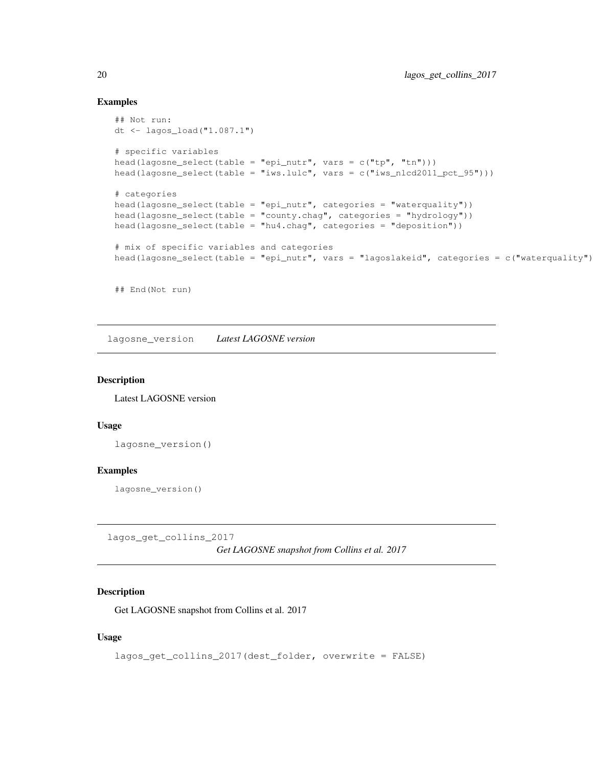## Examples

```
## Not run:
dt <- lagos_load("1.087.1")

# specific variables
head(lagosne_select(table = "epi_nutr", vars = c("tp", "tn")))
head(lagosne_select(table = "iws.lulc", vars = c("iws_nlcd2011_pct_95")))

# categories
head(lagosne_select(table = "epi_nutr", categories = "waterquality"))
head(lagosne_select(table = "county.chag", categories = "hydrology"))
head(lagosne_select(table = "hu4.chag", categories = "deposition"))

# mix of specific variables and categories
head(lagosne_select(table = "epi_nutr", vars = "lagoslakeid", categories = c("waterquality")


## End(Not run)
```

---

`lagosne_version` *Latest LAGOSNE version*

---

## Description

Latest LAGOSNE version

## Usage

```
lagosne_version()
```

## Examples

```
lagosne_version()
```

---

`lagos_get_collins_2017` *Get LAGOSNE snapshot from Collins et al. 2017*

---

## Description

Get LAGOSNE snapshot from Collins et al. 2017

## Usage

```
lagos_get_collins_2017(dest_folder, overwrite = FALSE)
```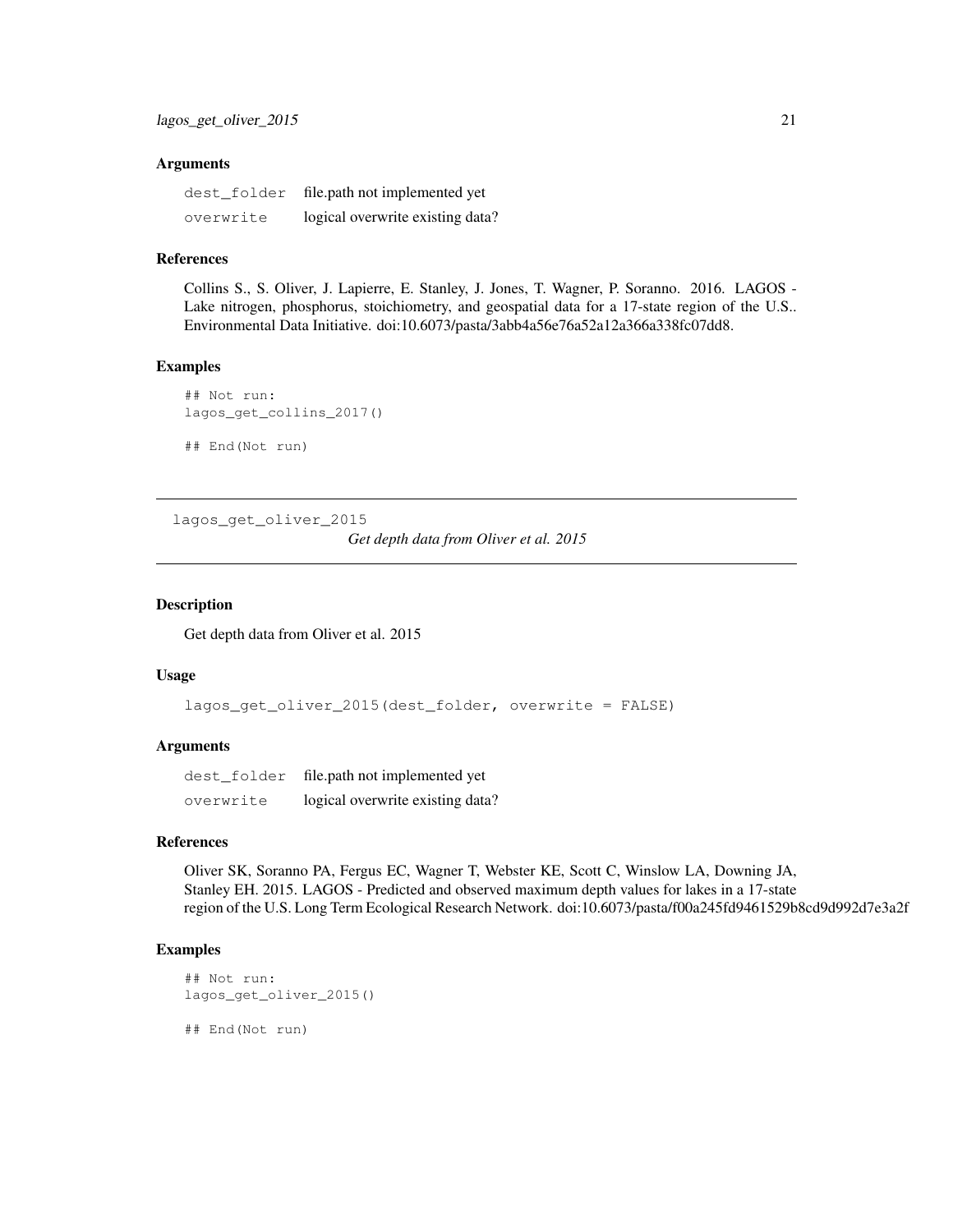### Arguments

| | |
|---|---|
| `dest_folder` | file.path not implemented yet |
| `overwrite` | logical overwrite existing data? |

### References

Collins S., S. Oliver, J. Lapierre, E. Stanley, J. Jones, T. Wagner, P. Soranno. 2016. LAGOS - Lake nitrogen, phosphorus, stoichiometry, and geospatial data for a 17-state region of the U.S.. Environmental Data Initiative. doi:10.6073/pasta/3abb4a56e76a52a12a366a338fc07dd8.

### Examples

```
## Not run:
lagos_get_collins_2017()

## End(Not run)
```

---

## lagos_get_oliver_2015 — *Get depth data from Oliver et al. 2015*

### Description

Get depth data from Oliver et al. 2015

### Usage

```
lagos_get_oliver_2015(dest_folder, overwrite = FALSE)
```

### Arguments

| | |
|---|---|
| `dest_folder` | file.path not implemented yet |
| `overwrite` | logical overwrite existing data? |

### References

Oliver SK, Soranno PA, Fergus EC, Wagner T, Webster KE, Scott C, Winslow LA, Downing JA, Stanley EH. 2015. LAGOS - Predicted and observed maximum depth values for lakes in a 17-state region of the U.S. Long Term Ecological Research Network. doi:10.6073/pasta/f00a245fd9461529b8cd9d992d7e3a2f

### Examples

```
## Not run:
lagos_get_oliver_2015()

## End(Not run)
```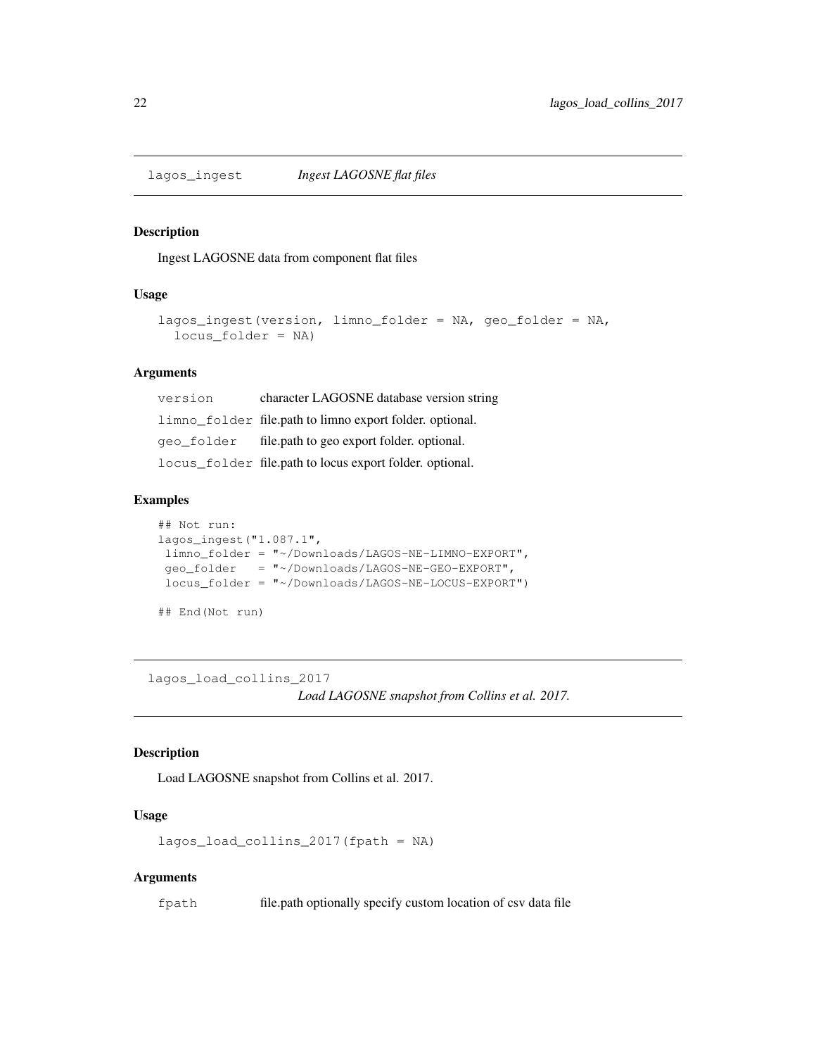## lagos_ingest *Ingest LAGOSNE flat files*

### Description

Ingest LAGOSNE data from component flat files

### Usage

```
lagos_ingest(version, limno_folder = NA, geo_folder = NA,
  locus_folder = NA)
```

### Arguments

| | |
|---|---|
| version | character LAGOSNE database version string |
| limno_folder | file.path to limno export folder. optional. |
| geo_folder | file.path to geo export folder. optional. |
| locus_folder | file.path to locus export folder. optional. |

### Examples

```
## Not run:
lagos_ingest("1.087.1",
 limno_folder = "~/Downloads/LAGOS-NE-LIMNO-EXPORT",
 geo_folder   = "~/Downloads/LAGOS-NE-GEO-EXPORT",
 locus_folder = "~/Downloads/LAGOS-NE-LOCUS-EXPORT")

## End(Not run)
```

## lagos_load_collins_2017 *Load LAGOSNE snapshot from Collins et al. 2017.*

### Description

Load LAGOSNE snapshot from Collins et al. 2017.

### Usage

```
lagos_load_collins_2017(fpath = NA)
```

### Arguments

| | |
|---|---|
| fpath | file.path optionally specify custom location of csv data file |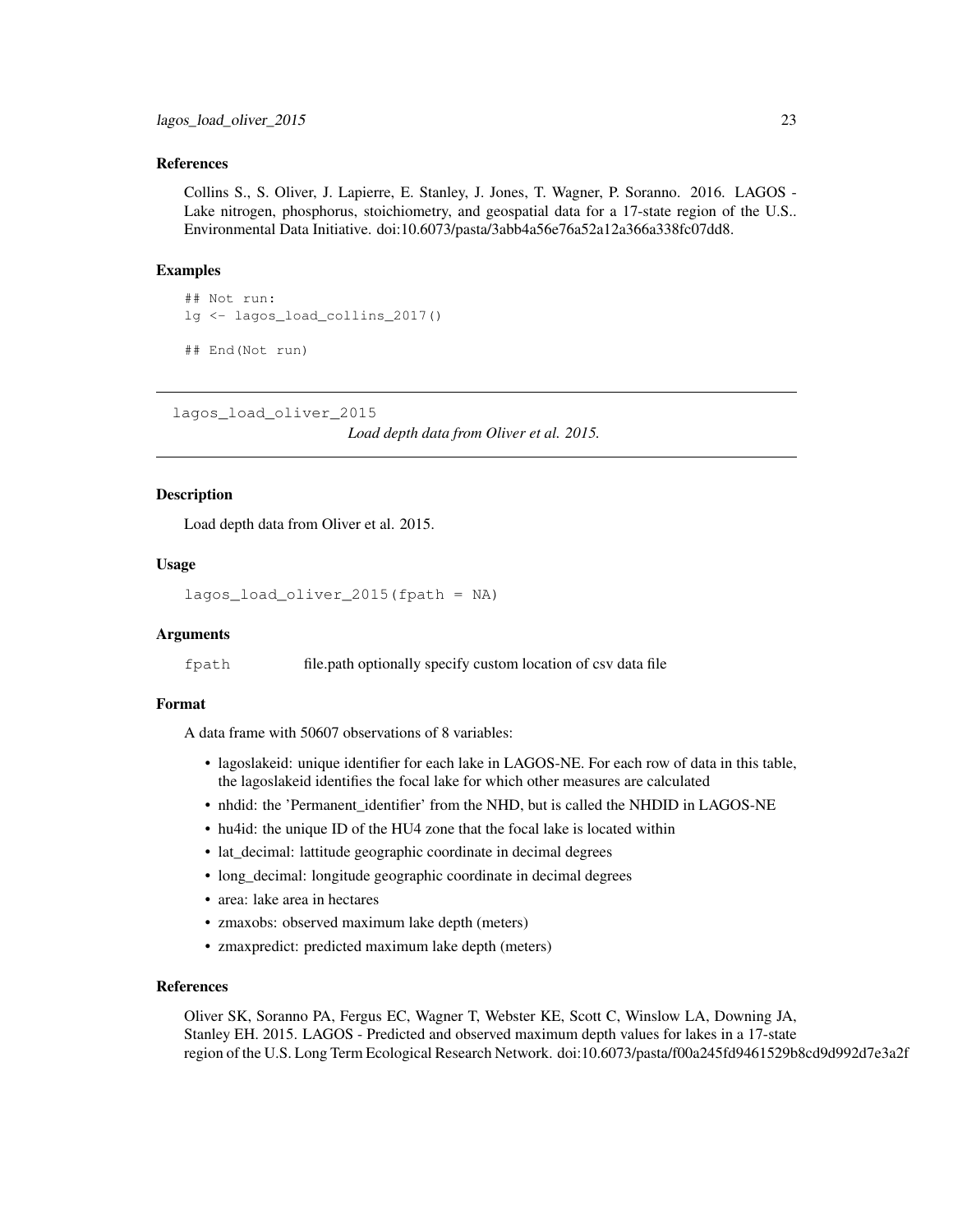### References

Collins S., S. Oliver, J. Lapierre, E. Stanley, J. Jones, T. Wagner, P. Soranno. 2016. LAGOS - Lake nitrogen, phosphorus, stoichiometry, and geospatial data for a 17-state region of the U.S.. Environmental Data Initiative. doi:10.6073/pasta/3abb4a56e76a52a12a366a338fc07dd8.

### Examples

```
## Not run:
lg <- lagos_load_collins_2017()

## End(Not run)
```

---

## lagos_load_oliver_2015

*Load depth data from Oliver et al. 2015.*

---

### Description

Load depth data from Oliver et al. 2015.

### Usage

```
lagos_load_oliver_2015(fpath = NA)
```

### Arguments

| | |
|---|---|
| fpath | file.path optionally specify custom location of csv data file |

### Format

A data frame with 50607 observations of 8 variables:

- lagoslakeid: unique identifier for each lake in LAGOS-NE. For each row of data in this table, the lagoslakeid identifies the focal lake for which other measures are calculated
- nhdid: the 'Permanent_identifier' from the NHD, but is called the NHDID in LAGOS-NE
- hu4id: the unique ID of the HU4 zone that the focal lake is located within
- lat_decimal: lattitude geographic coordinate in decimal degrees
- long_decimal: longitude geographic coordinate in decimal degrees
- area: lake area in hectares
- zmaxobs: observed maximum lake depth (meters)
- zmaxpredict: predicted maximum lake depth (meters)

### References

Oliver SK, Soranno PA, Fergus EC, Wagner T, Webster KE, Scott C, Winslow LA, Downing JA, Stanley EH. 2015. LAGOS - Predicted and observed maximum depth values for lakes in a 17-state region of the U.S. Long Term Ecological Research Network. doi:10.6073/pasta/f00a245fd9461529b8cd9d992d7e3a2f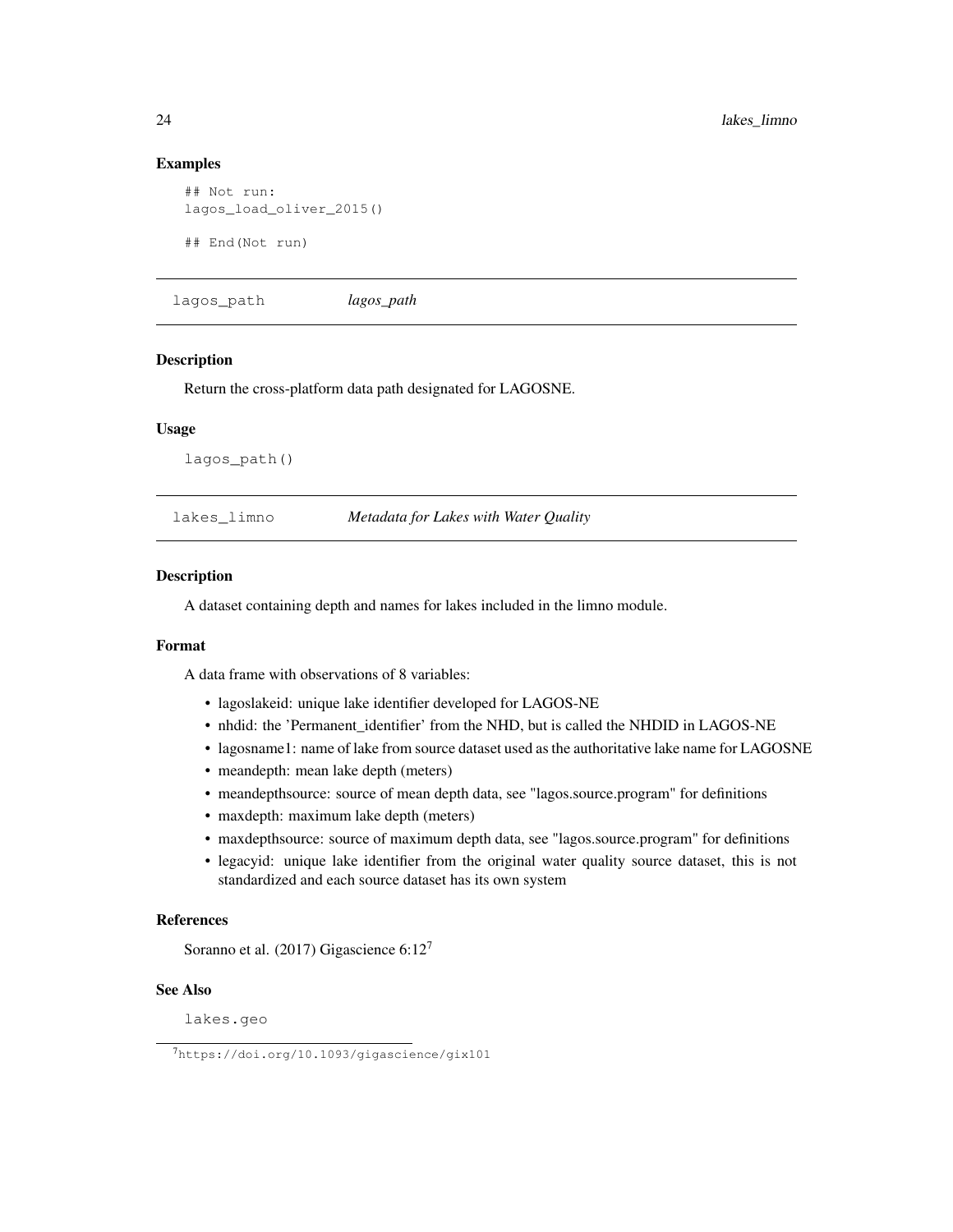### Examples

```
## Not run:
lagos_load_oliver_2015()

## End(Not run)
```

## lagos_path *lagos_path*

### Description

Return the cross-platform data path designated for LAGOSNE.

### Usage

```
lagos_path()
```

## lakes_limno *Metadata for Lakes with Water Quality*

### Description

A dataset containing depth and names for lakes included in the limno module.

### Format

A data frame with observations of 8 variables:

- lagoslakeid: unique lake identifier developed for LAGOS-NE
- nhdid: the 'Permanent_identifier' from the NHD, but is called the NHDID in LAGOS-NE
- lagosname1: name of lake from source dataset used as the authoritative lake name for LAGOSNE
- meandepth: mean lake depth (meters)
- meandepthsource: source of mean depth data, see "lagos.source.program" for definitions
- maxdepth: maximum lake depth (meters)
- maxdepthsource: source of maximum depth data, see "lagos.source.program" for definitions
- legacyid: unique lake identifier from the original water quality source dataset, this is not standardized and each source dataset has its own system

### References

Soranno et al. (2017) Gigascience 6:12[7]

### See Also

lakes.geo

[7] https://doi.org/10.1093/gigascience/gix101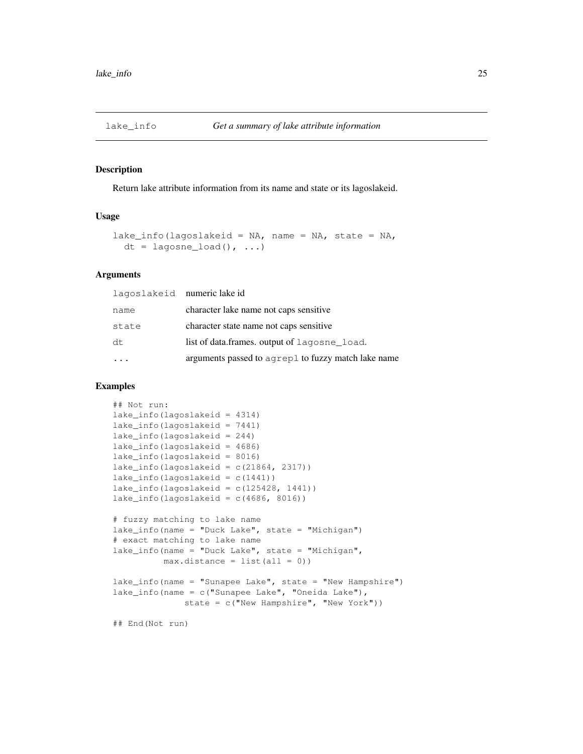## lake_info *Get a summary of lake attribute information*

### Description

Return lake attribute information from its name and state or its lagoslakeid.

### Usage

```
lake_info(lagoslakeid = NA, name = NA, state = NA,
  dt = lagosne_load(), ...)
```

### Arguments

| | |
|---|---|
| lagoslakeid | numeric lake id |
| name | character lake name not caps sensitive |
| state | character state name not caps sensitive |
| dt | list of data.frames. output of `lagosne_load`. |
| ... | arguments passed to `agrepl` to fuzzy match lake name |

### Examples

```
## Not run:
lake_info(lagoslakeid = 4314)
lake_info(lagoslakeid = 7441)
lake_info(lagoslakeid = 244)
lake_info(lagoslakeid = 4686)
lake_info(lagoslakeid = 8016)
lake_info(lagoslakeid = c(21864, 2317))
lake_info(lagoslakeid = c(1441))
lake_info(lagoslakeid = c(125428, 1441))
lake_info(lagoslakeid = c(4686, 8016))

# fuzzy matching to lake name
lake_info(name = "Duck Lake", state = "Michigan")
# exact matching to lake name
lake_info(name = "Duck Lake", state = "Michigan",
          max.distance = list(all = 0))

lake_info(name = "Sunapee Lake", state = "New Hampshire")
lake_info(name = c("Sunapee Lake", "Oneida Lake"),
              state = c("New Hampshire", "New York"))

## End(Not run)
```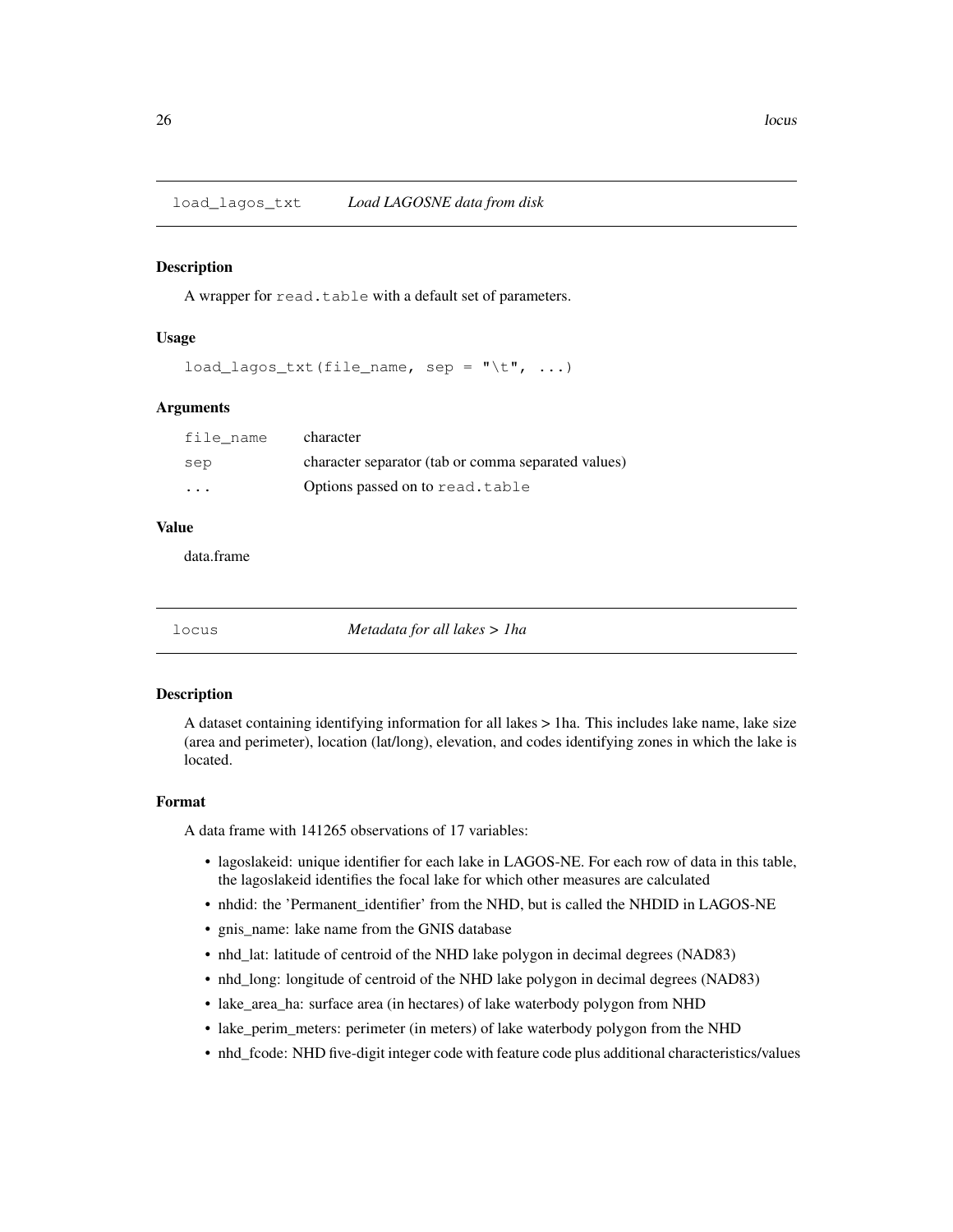## load_lagos_txt — *Load LAGOSNE data from disk*

### Description

A wrapper for `read.table` with a default set of parameters.

### Usage

```
load_lagos_txt(file_name, sep = "\t", ...)
```

### Arguments

| | |
|---|---|
| `file_name` | character |
| `sep` | character separator (tab or comma separated values) |
| `...` | Options passed on to `read.table` |

### Value

data.frame

## locus — *Metadata for all lakes > 1ha*

### Description

A dataset containing identifying information for all lakes > 1ha. This includes lake name, lake size (area and perimeter), location (lat/long), elevation, and codes identifying zones in which the lake is located.

### Format

A data frame with 141265 observations of 17 variables:

- lagoslakeid: unique identifier for each lake in LAGOS-NE. For each row of data in this table, the lagoslakeid identifies the focal lake for which other measures are calculated
- nhdid: the 'Permanent_identifier' from the NHD, but is called the NHDID in LAGOS-NE
- gnis_name: lake name from the GNIS database
- nhd_lat: latitude of centroid of the NHD lake polygon in decimal degrees (NAD83)
- nhd_long: longitude of centroid of the NHD lake polygon in decimal degrees (NAD83)
- lake_area_ha: surface area (in hectares) of lake waterbody polygon from NHD
- lake_perim_meters: perimeter (in meters) of lake waterbody polygon from the NHD
- nhd_fcode: NHD five-digit integer code with feature code plus additional characteristics/values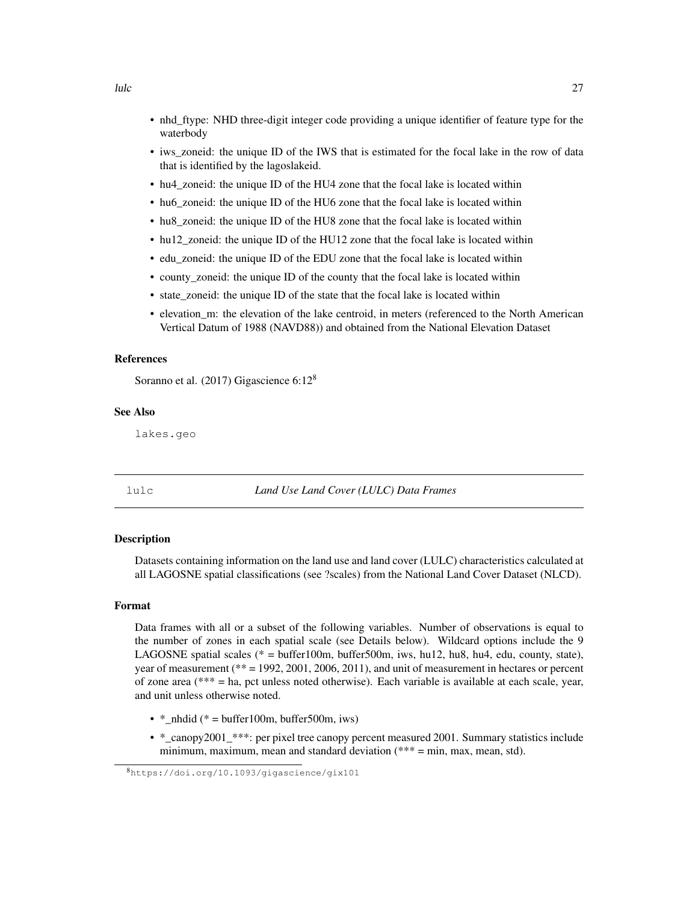- nhd_ftype: NHD three-digit integer code providing a unique identifier of feature type for the waterbody
- iws_zoneid: the unique ID of the IWS that is estimated for the focal lake in the row of data that is identified by the lagoslakeid.
- hu4_zoneid: the unique ID of the HU4 zone that the focal lake is located within
- hu6_zoneid: the unique ID of the HU6 zone that the focal lake is located within
- hu8_zoneid: the unique ID of the HU8 zone that the focal lake is located within
- hu12_zoneid: the unique ID of the HU12 zone that the focal lake is located within
- edu_zoneid: the unique ID of the EDU zone that the focal lake is located within
- county_zoneid: the unique ID of the county that the focal lake is located within
- state_zoneid: the unique ID of the state that the focal lake is located within
- elevation_m: the elevation of the lake centroid, in meters (referenced to the North American Vertical Datum of 1988 (NAVD88)) and obtained from the National Elevation Dataset

### References

Soranno et al. (2017) Gigascience 6:12[8]

### See Also

`lakes.geo`

---

## `lulc` *Land Use Land Cover (LULC) Data Frames*

### Description

Datasets containing information on the land use and land cover (LULC) characteristics calculated at all LAGOSNE spatial classifications (see ?scales) from the National Land Cover Dataset (NLCD).

### Format

Data frames with all or a subset of the following variables. Number of observations is equal to the number of zones in each spatial scale (see Details below). Wildcard options include the 9 LAGOSNE spatial scales (* = buffer100m, buffer500m, iws, hu12, hu8, hu4, edu, county, state), year of measurement (** = 1992, 2001, 2006, 2011), and unit of measurement in hectares or percent of zone area (*** = ha, pct unless noted otherwise). Each variable is available at each scale, year, and unit unless otherwise noted.

- *_nhdid (* = buffer100m, buffer500m, iws)
- *_canopy2001_***: per pixel tree canopy percent measured 2001. Summary statistics include minimum, maximum, mean and standard deviation (*** = min, max, mean, std).

[8] `https://doi.org/10.1093/gigascience/gix101`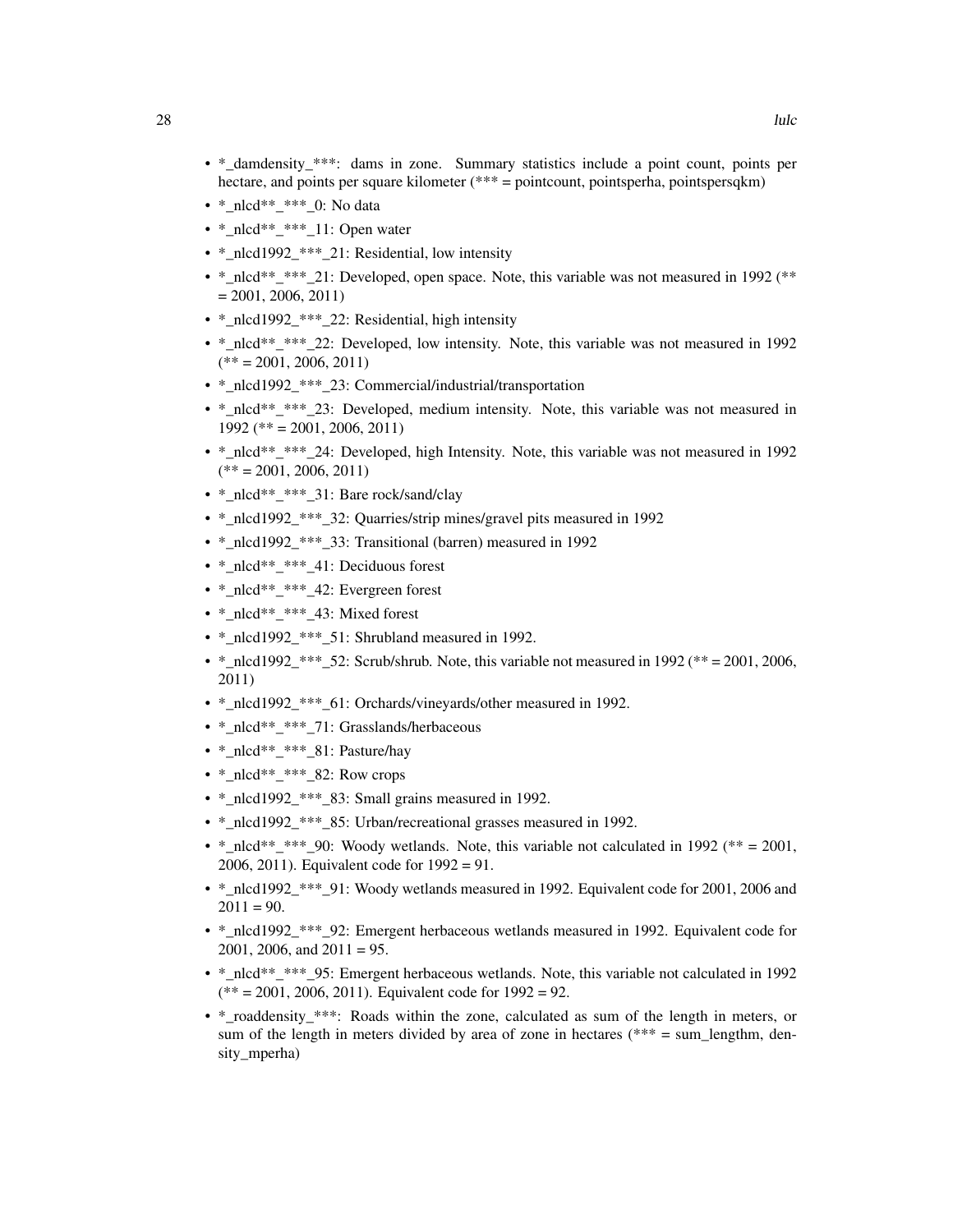- *_damdensity_***: dams in zone. Summary statistics include a point count, points per hectare, and points per square kilometer (*** = pointcount, pointsperha, pointspersqkm)
- *_nlcd**_***_0: No data
- *_nlcd**_***_11: Open water
- *_nlcd1992_***_21: Residential, low intensity
- *_nlcd**_***_21: Developed, open space. Note, this variable was not measured in 1992 (** = 2001, 2006, 2011)
- *_nlcd1992_***_22: Residential, high intensity
- *_nlcd**_***_22: Developed, low intensity. Note, this variable was not measured in 1992 (** = 2001, 2006, 2011)
- *_nlcd1992_***_23: Commercial/industrial/transportation
- *_nlcd**_***_23: Developed, medium intensity. Note, this variable was not measured in 1992 (** = 2001, 2006, 2011)
- *_nlcd**_***_24: Developed, high Intensity. Note, this variable was not measured in 1992 (** = 2001, 2006, 2011)
- *_nlcd**_***_31: Bare rock/sand/clay
- *_nlcd1992_***_32: Quarries/strip mines/gravel pits measured in 1992
- *_nlcd1992_***_33: Transitional (barren) measured in 1992
- *_nlcd**_***_41: Deciduous forest
- *_nlcd**_***_42: Evergreen forest
- *_nlcd**_***_43: Mixed forest
- *_nlcd1992_***_51: Shrubland measured in 1992.
- *_nlcd1992_***_52: Scrub/shrub. Note, this variable not measured in 1992 (** = 2001, 2006, 2011)
- *_nlcd1992_***_61: Orchards/vineyards/other measured in 1992.
- *_nlcd**_***_71: Grasslands/herbaceous
- *_nlcd**_***_81: Pasture/hay
- *_nlcd**_***_82: Row crops
- *_nlcd1992_***_83: Small grains measured in 1992.
- *_nlcd1992_***_85: Urban/recreational grasses measured in 1992.
- *_nlcd**_***_90: Woody wetlands. Note, this variable not calculated in 1992 (** = 2001, 2006, 2011). Equivalent code for 1992 = 91.
- *_nlcd1992_***_91: Woody wetlands measured in 1992. Equivalent code for 2001, 2006 and 2011 = 90.
- *_nlcd1992_***_92: Emergent herbaceous wetlands measured in 1992. Equivalent code for 2001, 2006, and 2011 = 95.
- *_nlcd**_***_95: Emergent herbaceous wetlands. Note, this variable not calculated in 1992 (** = 2001, 2006, 2011). Equivalent code for 1992 = 92.
- *_roaddensity_***: Roads within the zone, calculated as sum of the length in meters, or sum of the length in meters divided by area of zone in hectares (*** = sum_lengthm, density_mperha)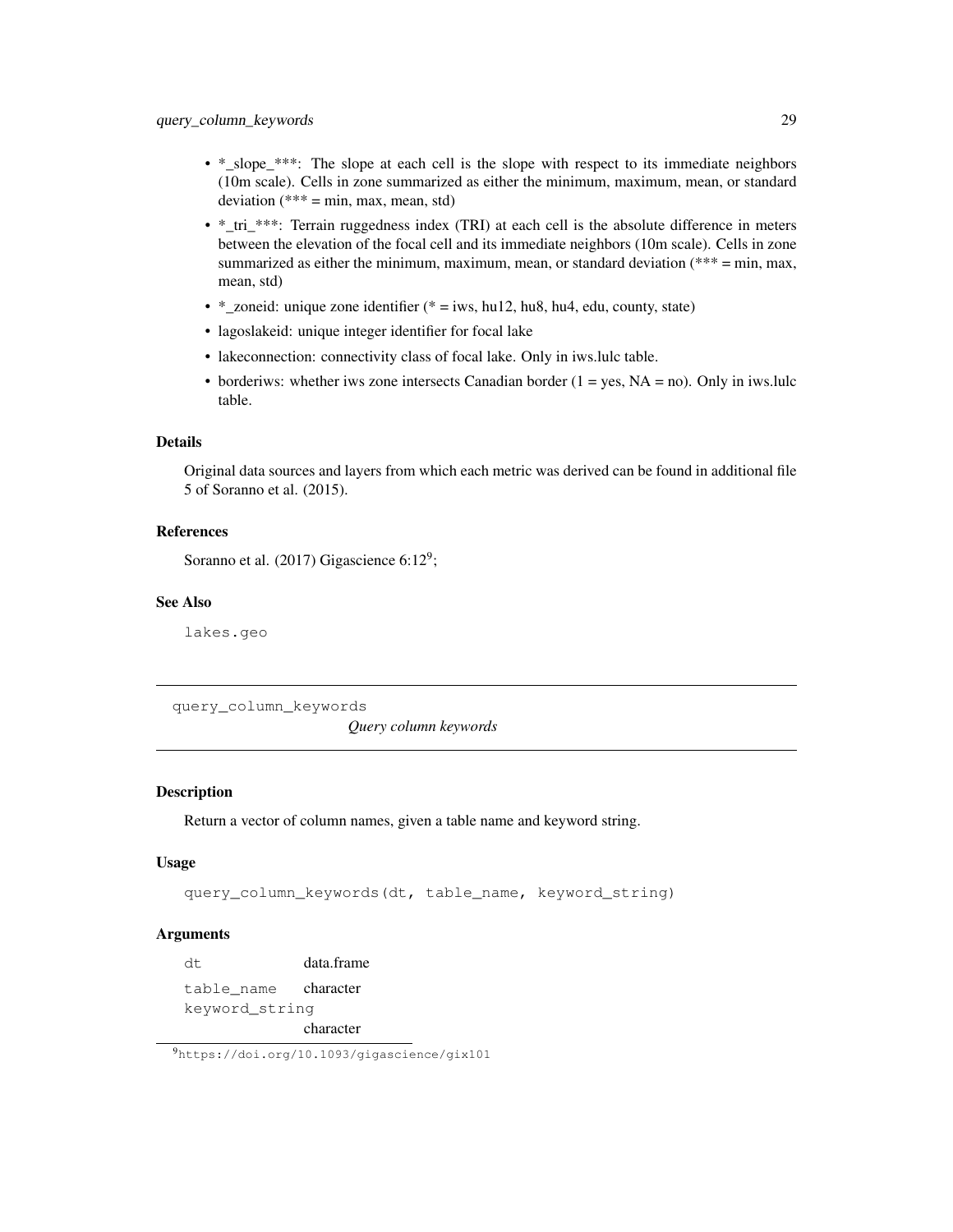- *_slope_***: The slope at each cell is the slope with respect to its immediate neighbors (10m scale). Cells in zone summarized as either the minimum, maximum, mean, or standard deviation (*** = min, max, mean, std)
- *_tri_***: Terrain ruggedness index (TRI) at each cell is the absolute difference in meters between the elevation of the focal cell and its immediate neighbors (10m scale). Cells in zone summarized as either the minimum, maximum, mean, or standard deviation (*** = min, max, mean, std)
- *_zoneid: unique zone identifier (* = iws, hu12, hu8, hu4, edu, county, state)
- lagoslakeid: unique integer identifier for focal lake
- lakeconnection: connectivity class of focal lake. Only in iws.lulc table.
- borderiws: whether iws zone intersects Canadian border (1 = yes, NA = no). Only in iws.lulc table.

### Details

Original data sources and layers from which each metric was derived can be found in additional file 5 of Soranno et al. (2015).

### References

Soranno et al. (2017) Gigascience 6:12[9];

### See Also

`lakes.geo`

---

## `query_column_keywords` — *Query column keywords*

---

### Description

Return a vector of column names, given a table name and keyword string.

### Usage

```
query_column_keywords(dt, table_name, keyword_string)
```

### Arguments

| | |
|---|---|
| `dt` | data.frame |
| `table_name` | character |
| `keyword_string` | character |

[9] https://doi.org/10.1093/gigascience/gix101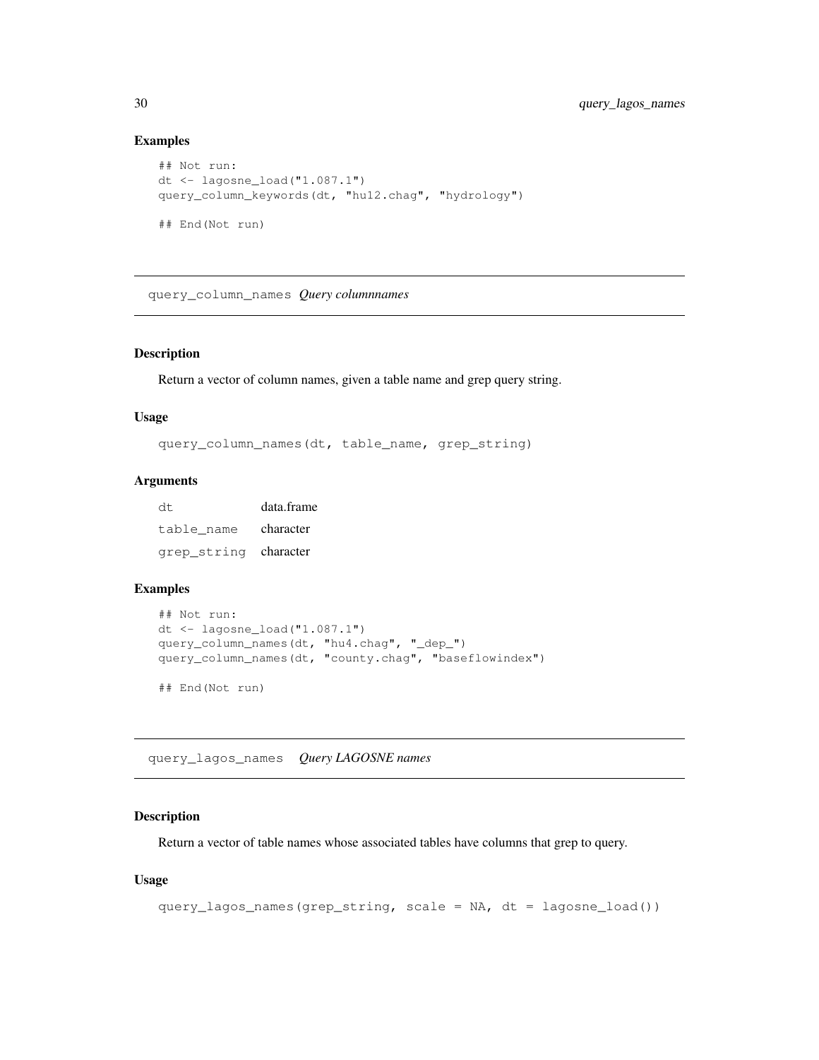### Examples

```
## Not run:
dt <- lagosne_load("1.087.1")
query_column_keywords(dt, "hu12.chag", "hydrology")

## End(Not run)
```

## query_column_names *Query columnnames*

### Description

Return a vector of column names, given a table name and grep query string.

### Usage

```
query_column_names(dt, table_name, grep_string)
```

### Arguments

| | |
|---|---|
| `dt` | data.frame |
| `table_name` | character |
| `grep_string` | character |

### Examples

```
## Not run:
dt <- lagosne_load("1.087.1")
query_column_names(dt, "hu4.chag", "_dep_")
query_column_names(dt, "county.chag", "baseflowindex")

## End(Not run)
```

## query_lagos_names *Query LAGOSNE names*

### Description

Return a vector of table names whose associated tables have columns that grep to query.

### Usage

```
query_lagos_names(grep_string, scale = NA, dt = lagosne_load())
```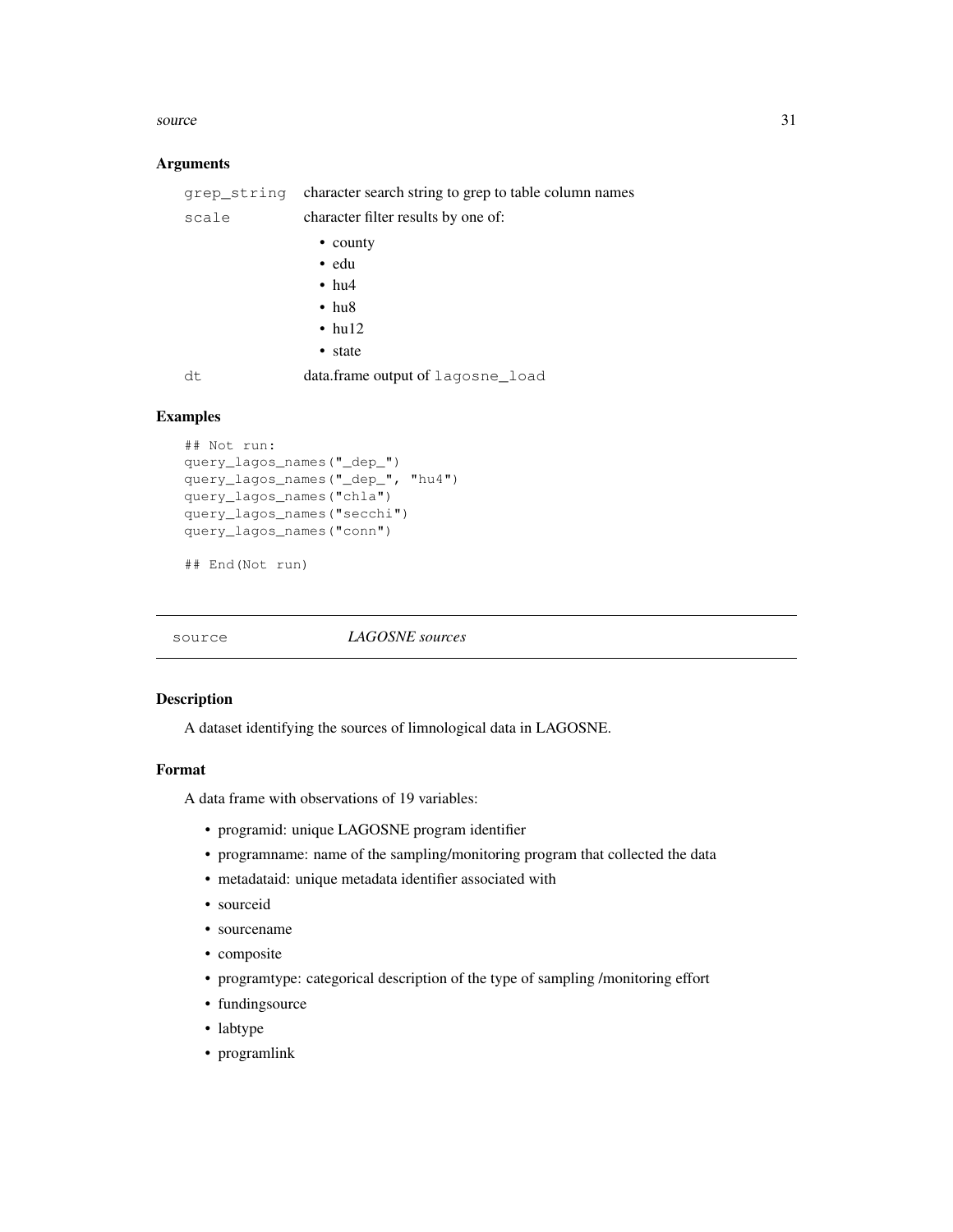### Arguments

| | |
|---|---|
| `grep_string` | character search string to grep to table column names |
| `scale` | character filter results by one of: <br>• county<br>• edu<br>• hu4<br>• hu8<br>• hu12<br>• state |
| `dt` | data.frame output of `lagosne_load` |

### Examples

```
## Not run:
query_lagos_names("_dep_")
query_lagos_names("_dep_", "hu4")
query_lagos_names("chla")
query_lagos_names("secchi")
query_lagos_names("conn")

## End(Not run)
```

---

## source *LAGOSNE sources*

---

### Description

A dataset identifying the sources of limnological data in LAGOSNE.

### Format

A data frame with observations of 19 variables:

- programid: unique LAGOSNE program identifier
- programname: name of the sampling/monitoring program that collected the data
- metadataid: unique metadata identifier associated with
- sourceid
- sourcename
- composite
- programtype: categorical description of the type of sampling /monitoring effort
- fundingsource
- labtype
- programlink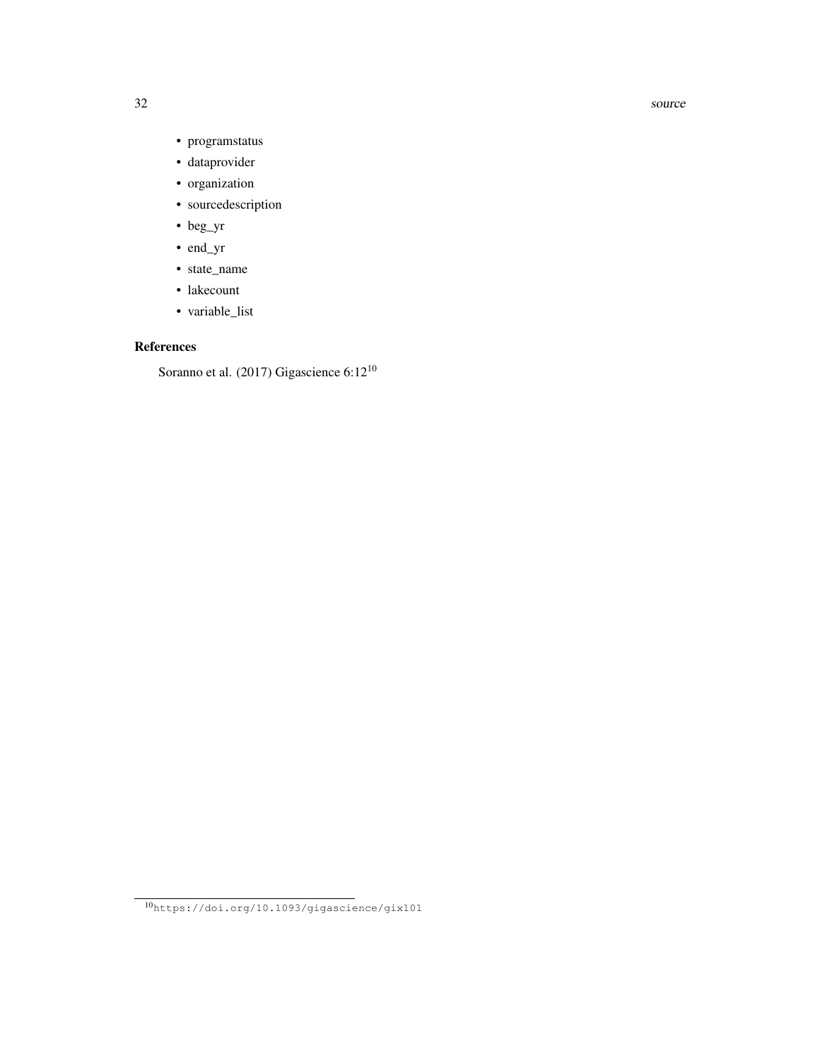- programstatus
- dataprovider
- organization
- sourcedescription
- beg_yr
- end_yr
- state_name
- lakecount
- variable_list

## References

Soranno et al. (2017) Gigascience 6:12[10]

[10] https://doi.org/10.1093/gigascience/gix101